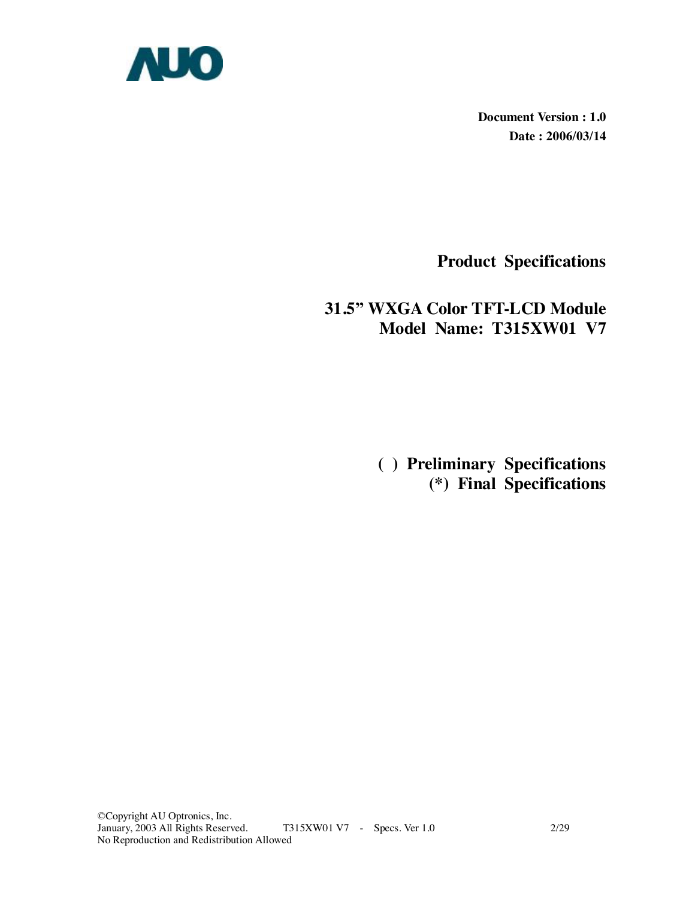AUO

**Document Version : 1.0**

**Date : 2006/03/14**

# Product Specifications

## 31.5" WXGA Color TFT-LCD Module
## Model Name: T315XW01 V7

**( ) Preliminary Specifications**

**(*) Final Specifications**

©Copyright AU Optronics, Inc.
January, 2003 All Rights Reserved.
No Reproduction and Redistribution Allowed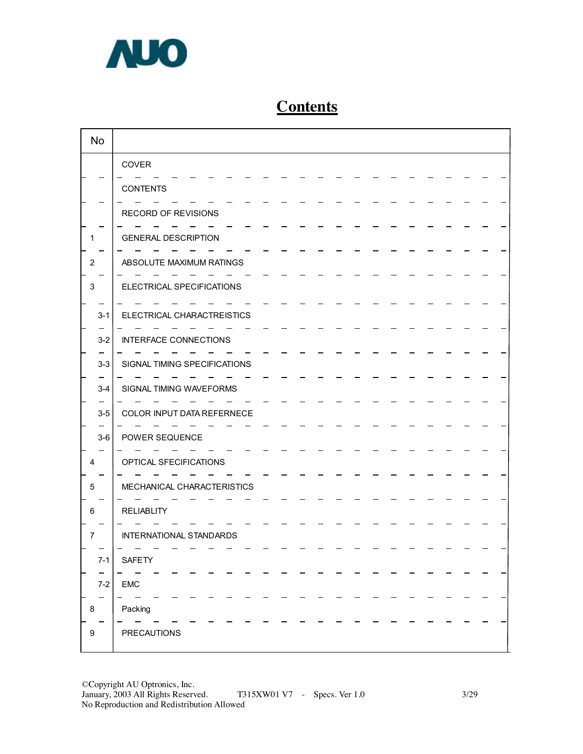# Contents

| No | |
|---|---|
| | COVER |
| | CONTENTS |
| | RECORD OF REVISIONS |
| 1 | GENERAL DESCRIPTION |
| 2 | ABSOLUTE MAXIMUM RATINGS |
| 3 | ELECTRICAL SPECIFICATIONS |
| 3-1 | ELECTRICAL CHARACTREISTICS |
| 3-2 | INTERFACE CONNECTIONS |
| 3-3 | SIGNAL TIMING SPECIFICATIONS |
| 3-4 | SIGNAL TIMING WAVEFORMS |
| 3-5 | COLOR INPUT DATA REFERNECE |
| 3-6 | POWER SEQUENCE |
| 4 | OPTICAL SFECIFICATIONS |
| 5 | MECHANICAL CHARACTERISTICS |
| 6 | RELIABLITY |
| 7 | INTERNATIONAL STANDARDS |
| 7-1 | SAFETY |
| 7-2 | EMC |
| 8 | Packing |
| 9 | PRECAUTIONS |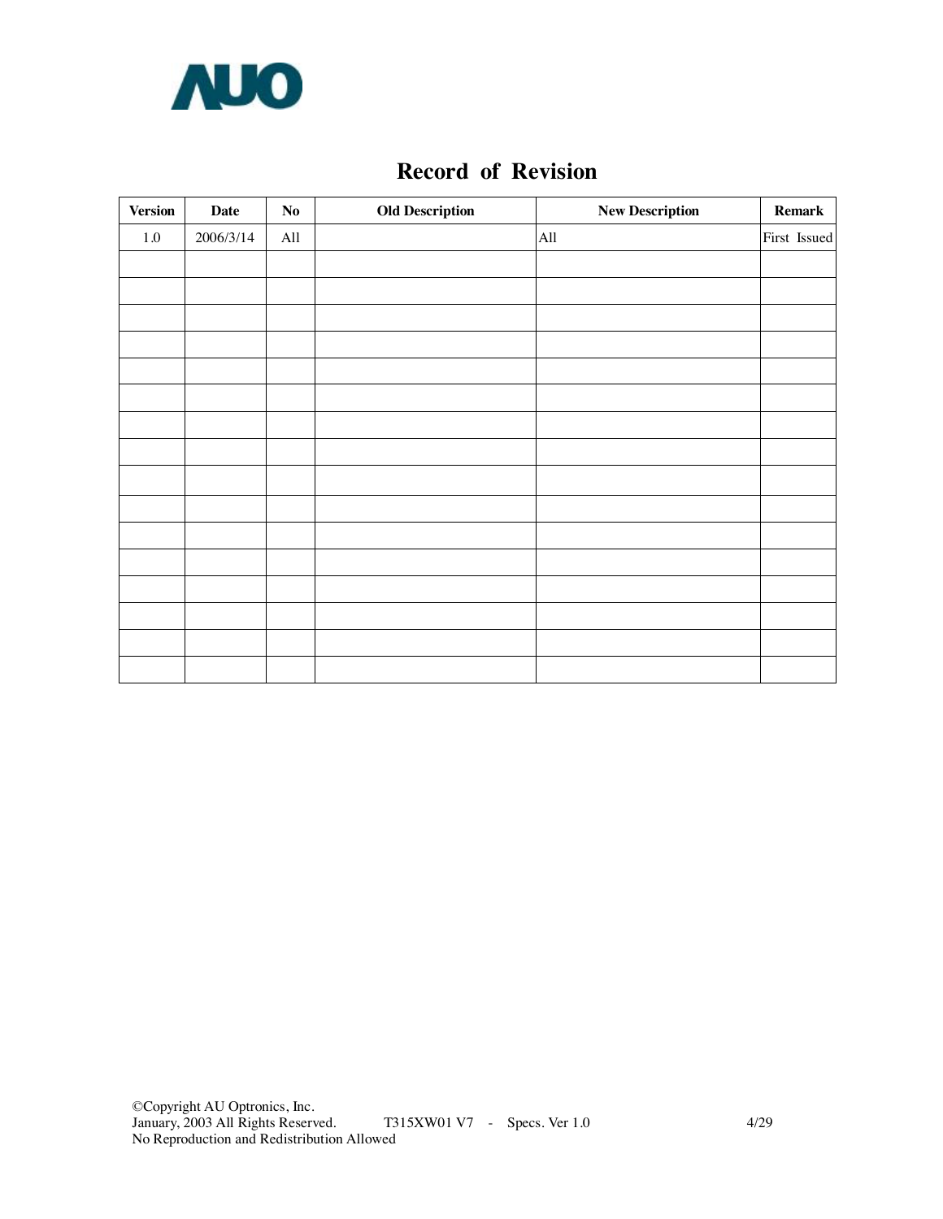# Record of Revision

| Version | Date | No | Old Description | New Description | Remark |
|---|---|---|---|---|---|
| 1.0 | 2006/3/14 | All | | All | First Issued |
| | | | | | |
| | | | | | |
| | | | | | |
| | | | | | |
| | | | | | |
| | | | | | |
| | | | | | |
| | | | | | |
| | | | | | |
| | | | | | |
| | | | | | |
| | | | | | |
| | | | | | |
| | | | | | |
| | | | | | |
| | | | | | |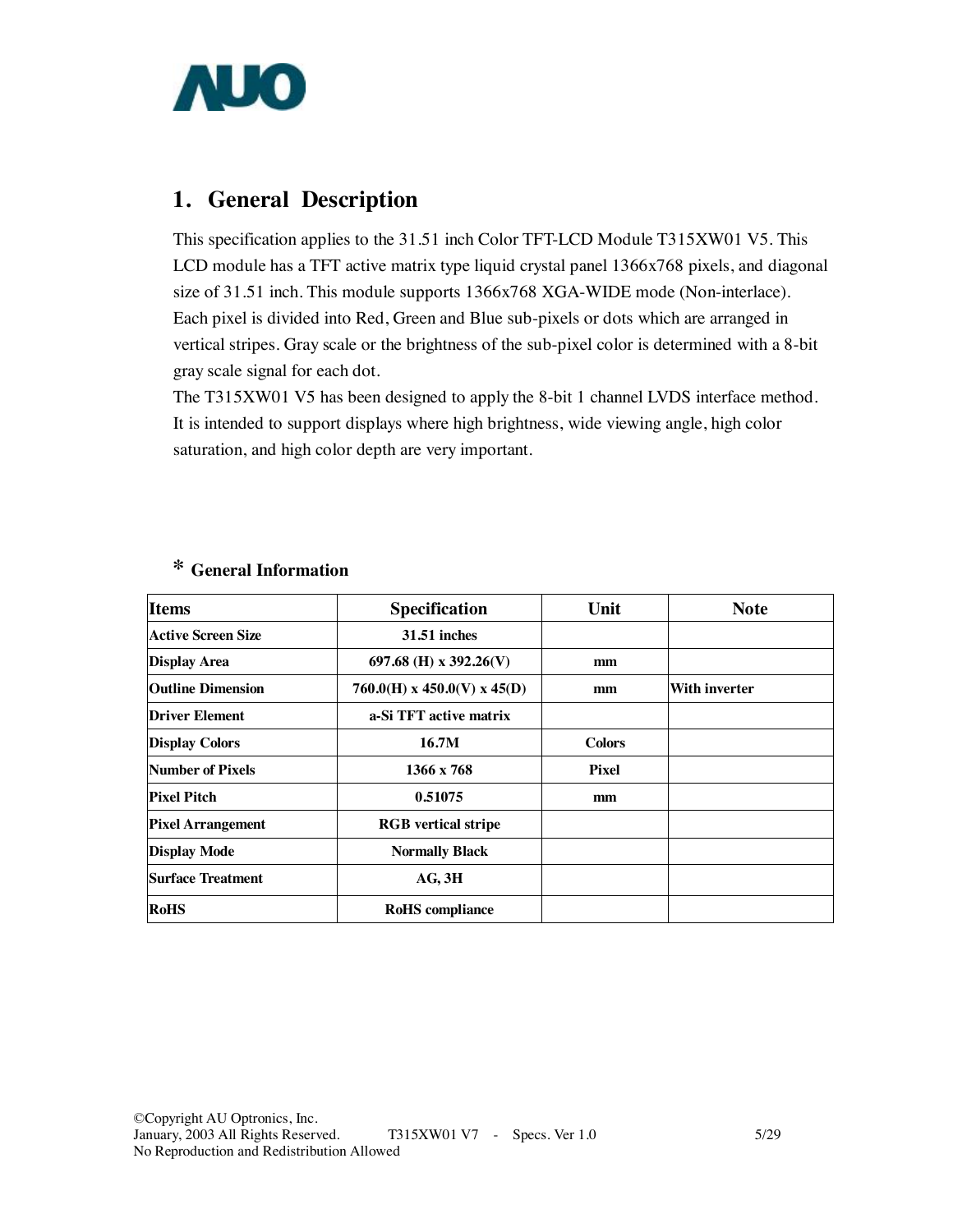# 1. General Description

This specification applies to the 31.51 inch Color TFT-LCD Module T315XW01 V5. This LCD module has a TFT active matrix type liquid crystal panel 1366x768 pixels, and diagonal size of 31.51 inch. This module supports 1366x768 XGA-WIDE mode (Non-interlace). Each pixel is divided into Red, Green and Blue sub-pixels or dots which are arranged in vertical stripes. Gray scale or the brightness of the sub-pixel color is determined with a 8-bit gray scale signal for each dot.

The T315XW01 V5 has been designed to apply the 8-bit 1 channel LVDS interface method. It is intended to support displays where high brightness, wide viewing angle, high color saturation, and high color depth are very important.

## * General Information

| Items | Specification | Unit | Note |
|---|---|---|---|
| **Active Screen Size** | **31.51 inches** | | |
| **Display Area** | **697.68 (H) x 392.26(V)** | **mm** | |
| **Outline Dimension** | **760.0(H) x 450.0(V) x 45(D)** | **mm** | **With inverter** |
| **Driver Element** | **a-Si TFT active matrix** | | |
| **Display Colors** | **16.7M** | **Colors** | |
| **Number of Pixels** | **1366 x 768** | **Pixel** | |
| **Pixel Pitch** | **0.51075** | **mm** | |
| **Pixel Arrangement** | **RGB vertical stripe** | | |
| **Display Mode** | **Normally Black** | | |
| **Surface Treatment** | **AG, 3H** | | |
| **RoHS** | **RoHS compliance** | | |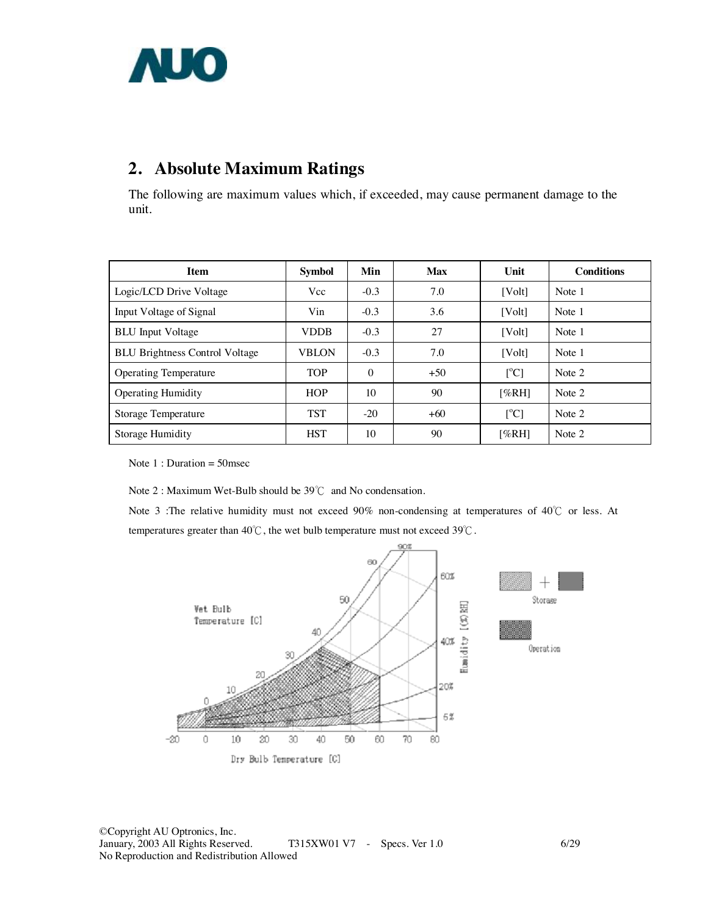## 2. Absolute Maximum Ratings

The following are maximum values which, if exceeded, may cause permanent damage to the unit.

| Item | Symbol | Min | Max | Unit | Conditions |
|---|---|---|---|---|---|
| Logic/LCD Drive Voltage | Vcc | -0.3 | 7.0 | [Volt] | Note 1 |
| Input Voltage of Signal | Vin | -0.3 | 3.6 | [Volt] | Note 1 |
| BLU Input Voltage | VDDB | -0.3 | 27 | [Volt] | Note 1 |
| BLU Brightness Control Voltage | VBLON | -0.3 | 7.0 | [Volt] | Note 1 |
| Operating Temperature | TOP | 0 | +50 | [°C] | Note 2 |
| Operating Humidity | HOP | 10 | 90 | [%RH] | Note 2 |
| Storage Temperature | TST | -20 | +60 | [°C] | Note 2 |
| Storage Humidity | HST | 10 | 90 | [%RH] | Note 2 |

Note 1 : Duration = 50msec

Note 2 : Maximum Wet-Bulb should be 39℃ and No condensation.

Note 3 :The relative humidity must not exceed 90% non-condensing at temperatures of 40℃ or less. At temperatures greater than 40℃, the wet bulb temperature must not exceed 39℃.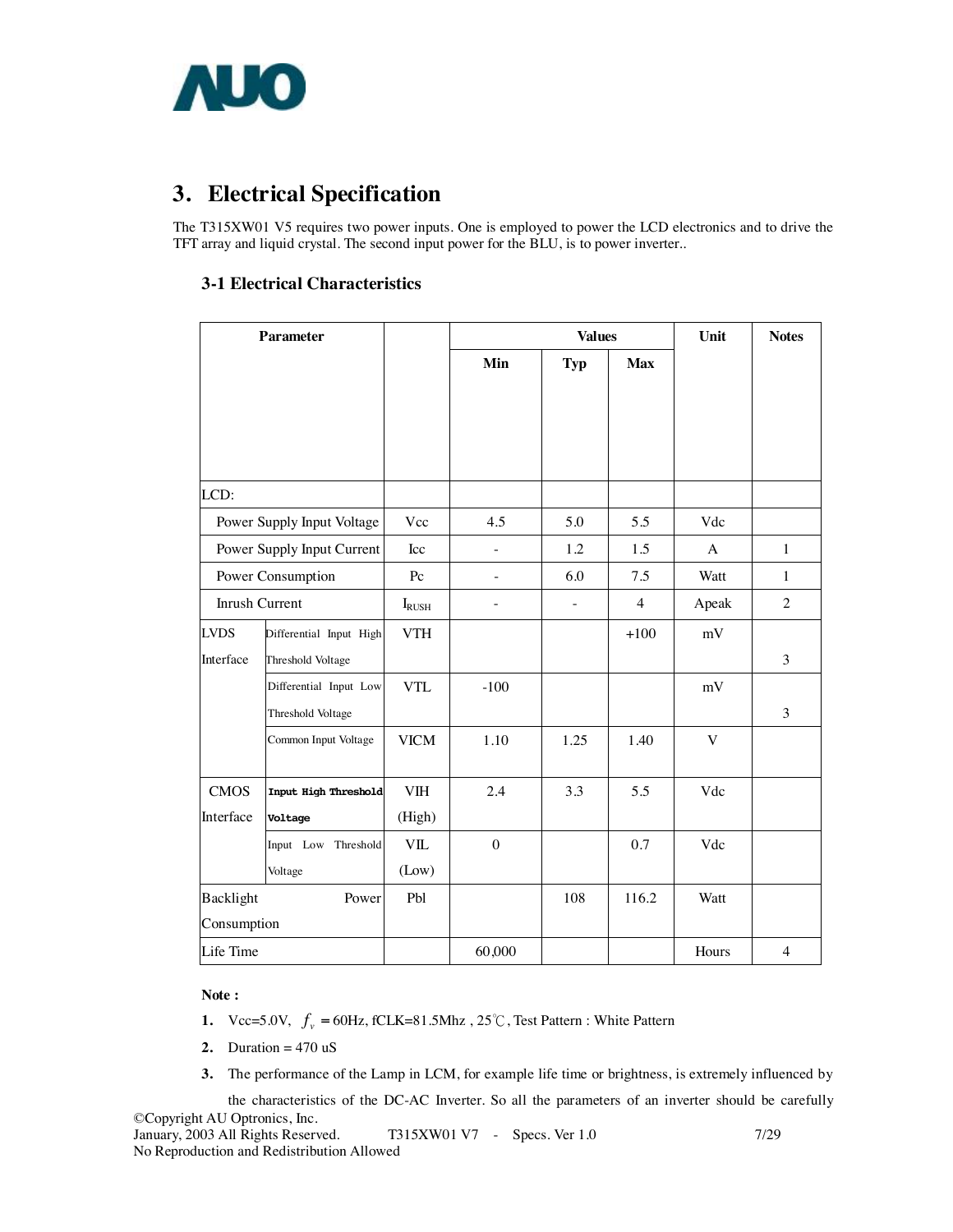# 3. Electrical Specification

The T315XW01 V5 requires two power inputs. One is employed to power the LCD electronics and to drive the TFT array and liquid crystal. The second input power for the BLU, is to power inverter..

## 3-1 Electrical Characteristics

| Parameter | | | Values | | | Unit | Notes |
|---|---|---|---|---|---|---|---|
| | | | Min | Typ | Max | | |
| LCD: | | | | | | | |
| | Power Supply Input Voltage | Vcc | 4.5 | 5.0 | 5.5 | Vdc | |
| | Power Supply Input Current | Icc | - | 1.2 | 1.5 | A | 1 |
| | Power Consumption | Pc | - | 6.0 | 7.5 | Watt | 1 |
| | Inrush Current | $I_{RUSH}$ | - | - | 4 | Apeak | 2 |
| LVDS Interface | Differential Input High Threshold Voltage | VTH | | | +100 | mV | 3 |
| | Differential Input Low Threshold Voltage | VTL | -100 | | | mV | 3 |
| | Common Input Voltage | VICM | 1.10 | 1.25 | 1.40 | V | |
| CMOS Interface | **Input High Threshold Voltage** | VIH (High) | 2.4 | 3.3 | 5.5 | Vdc | |
| | Input Low Threshold Voltage | VIL (Low) | 0 | | 0.7 | Vdc | |
| Backlight Power Consumption | | Pbl | | 108 | 116.2 | Watt | |
| Life Time | | | 60,000 | | | Hours | 4 |

**Note :**

1. Vcc=5.0V, $f_v$ = 60Hz, fCLK=81.5Mhz , 25℃, Test Pattern : White Pattern
2. Duration = 470 uS
3. The performance of the Lamp in LCM, for example life time or brightness, is extremely influenced by the characteristics of the DC-AC Inverter. So all the parameters of an inverter should be carefully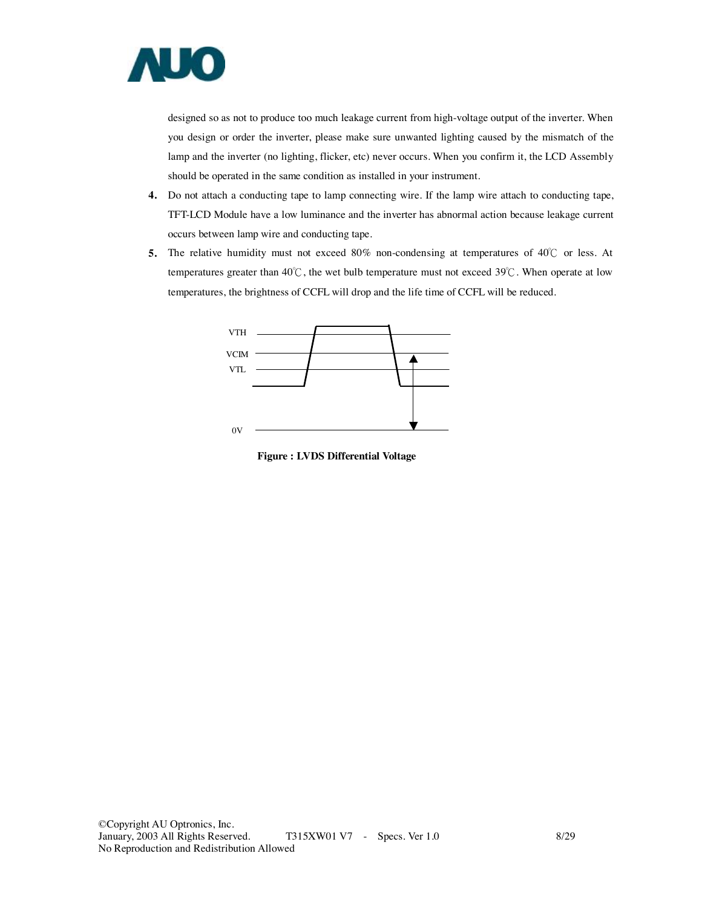designed so as not to produce too much leakage current from high-voltage output of the inverter. When you design or order the inverter, please make sure unwanted lighting caused by the mismatch of the lamp and the inverter (no lighting, flicker, etc) never occurs. When you confirm it, the LCD Assembly should be operated in the same condition as installed in your instrument.

4. Do not attach a conducting tape to lamp connecting wire. If the lamp wire attach to conducting tape, TFT-LCD Module have a low luminance and the inverter has abnormal action because leakage current occurs between lamp wire and conducting tape.

5. The relative humidity must not exceed 80% non-condensing at temperatures of 40℃ or less. At temperatures greater than 40℃, the wet bulb temperature must not exceed 39℃. When operate at low temperatures, the brightness of CCFL will drop and the life time of CCFL will be reduced.

VTH

VCIM

VTL

0V

**Figure : LVDS Differential Voltage**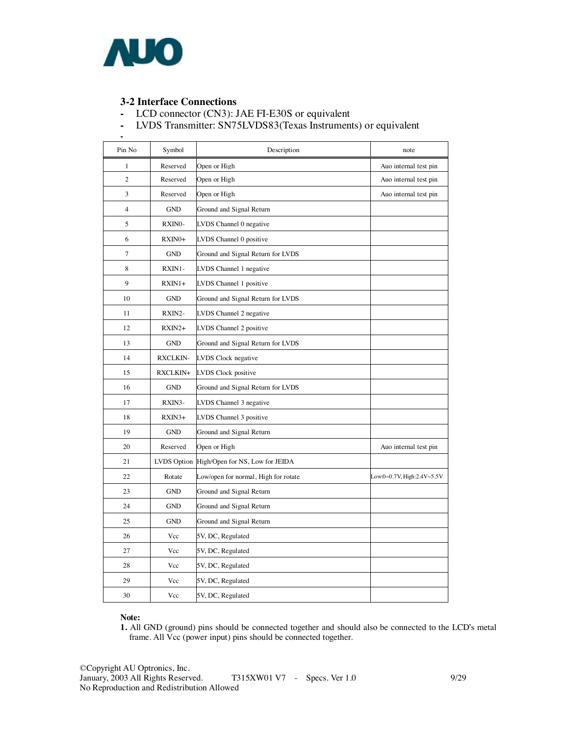## 3-2 Interface Connections

- LCD connector (CN3): JAE FI-E30S or equivalent
- LVDS Transmitter: SN75LVDS83(Texas Instruments) or equivalent
-

| Pin No | Symbol | Description | note |
|---|---|---|---|
| 1 | Reserved | Open or High | Auo internal test pin |
| 2 | Reserved | Open or High | Auo internal test pin |
| 3 | Reserved | Open or High | Auo internal test pin |
| 4 | GND | Ground and Signal Return | |
| 5 | RXIN0- | LVDS Channel 0 negative | |
| 6 | RXIN0+ | LVDS Channel 0 positive | |
| 7 | GND | Ground and Signal Return for LVDS | |
| 8 | RXIN1- | LVDS Channel 1 negative | |
| 9 | RXIN1+ | LVDS Channel 1 positive | |
| 10 | GND | Ground and Signal Return for LVDS | |
| 11 | RXIN2- | LVDS Channel 2 negative | |
| 12 | RXIN2+ | LVDS Channel 2 positive | |
| 13 | GND | Ground and Signal Return for LVDS | |
| 14 | RXCLKIN- | LVDS Clock negative | |
| 15 | RXCLKIN+ | LVDS Clock positive | |
| 16 | GND | Ground and Signal Return for LVDS | |
| 17 | RXIN3- | LVDS Channel 3 negative | |
| 18 | RXIN3+ | LVDS Channel 3 positive | |
| 19 | GND | Ground and Signal Return | |
| 20 | Reserved | Open or High | Auo internal test pin |
| 21 | LVDS Option | High/Open for NS, Low for JEIDA | |
| 22 | Rotate | Low/open for normal, High for rotate | Low:0~0.7V, High:2.4V~5.5V |
| 23 | GND | Ground and Signal Return | |
| 24 | GND | Ground and Signal Return | |
| 25 | GND | Ground and Signal Return | |
| 26 | Vcc | 5V, DC, Regulated | |
| 27 | Vcc | 5V, DC, Regulated | |
| 28 | Vcc | 5V, DC, Regulated | |
| 29 | Vcc | 5V, DC, Regulated | |
| 30 | Vcc | 5V, DC, Regulated | |

**Note:**

**1.** All GND (ground) pins should be connected together and should also be connected to the LCD's metal frame. All Vcc (power input) pins should be connected together.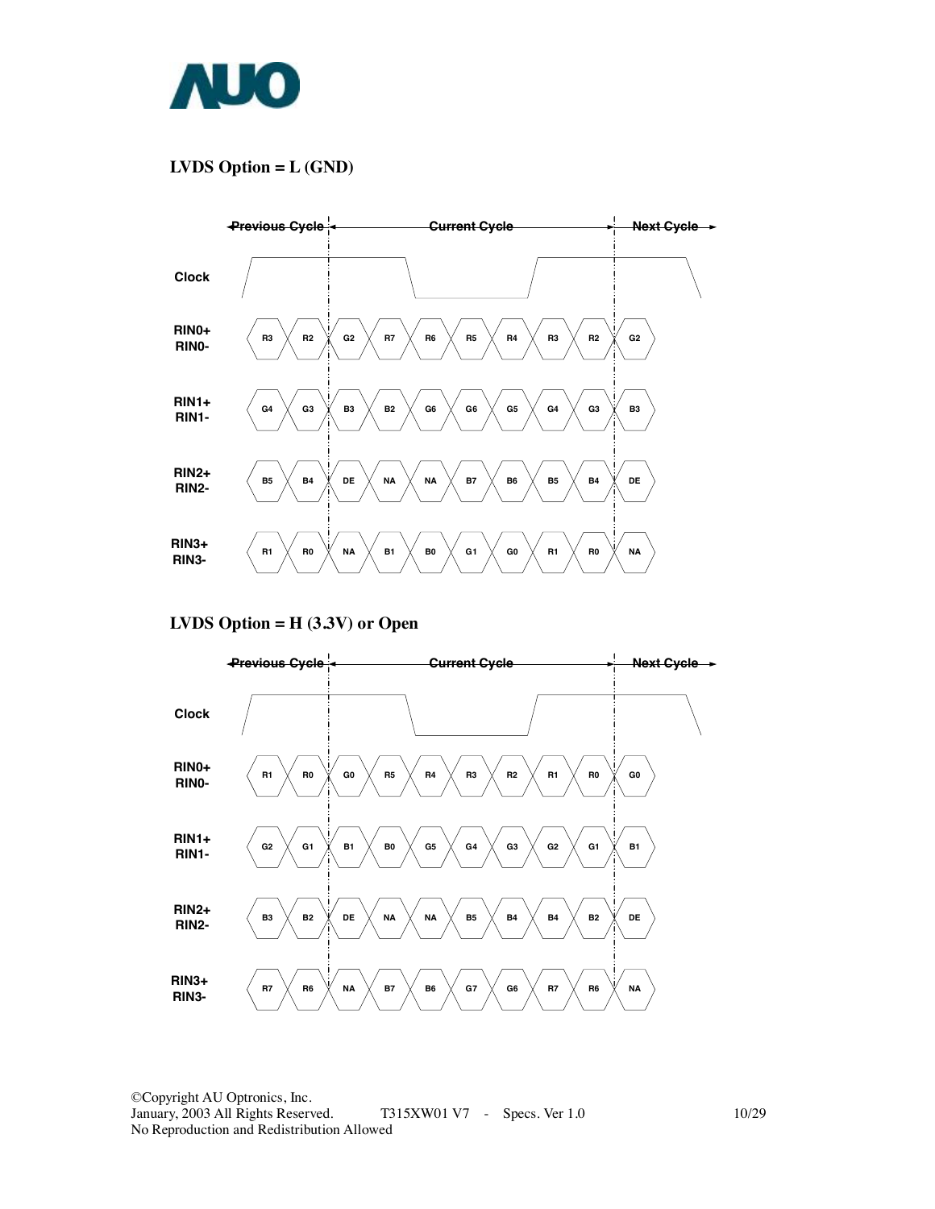### LVDS Option = L (GND)

| | Previous Cycle | | Current Cycle | | | | | | | Next Cycle |
|---|---|---|---|---|---|---|---|---|---|---|
| RIN0+ RIN0- | R3 | R2 | G2 | R7 | R6 | R5 | R4 | R3 | R2 | G2 |
| RIN1+ RIN1- | G4 | G3 | B3 | B2 | G6 | G6 | G5 | G4 | G3 | B3 |
| RIN2+ RIN2- | B5 | B4 | DE | NA | NA | B7 | B6 | B5 | B4 | DE |
| RIN3+ RIN3- | R1 | R0 | NA | B1 | B0 | G1 | G0 | R1 | R0 | NA |

### LVDS Option = H (3.3V) or Open

| | Previous Cycle | | Current Cycle | | | | | | | Next Cycle |
|---|---|---|---|---|---|---|---|---|---|---|
| RIN0+ RIN0- | R1 | R0 | G0 | R5 | R4 | R3 | R2 | R1 | R0 | G0 |
| RIN1+ RIN1- | G2 | G1 | B1 | B0 | G5 | G4 | G3 | G2 | G1 | B1 |
| RIN2+ RIN2- | B3 | B2 | DE | NA | NA | B5 | B4 | B4 | B2 | DE |
| RIN3+ RIN3- | R7 | R6 | NA | B7 | B6 | G7 | G6 | R7 | R6 | NA |

©Copyright AU Optronics, Inc.
January, 2003 All Rights Reserved. T315XW01 V7 - Specs. Ver 1.0
No Reproduction and Redistribution Allowed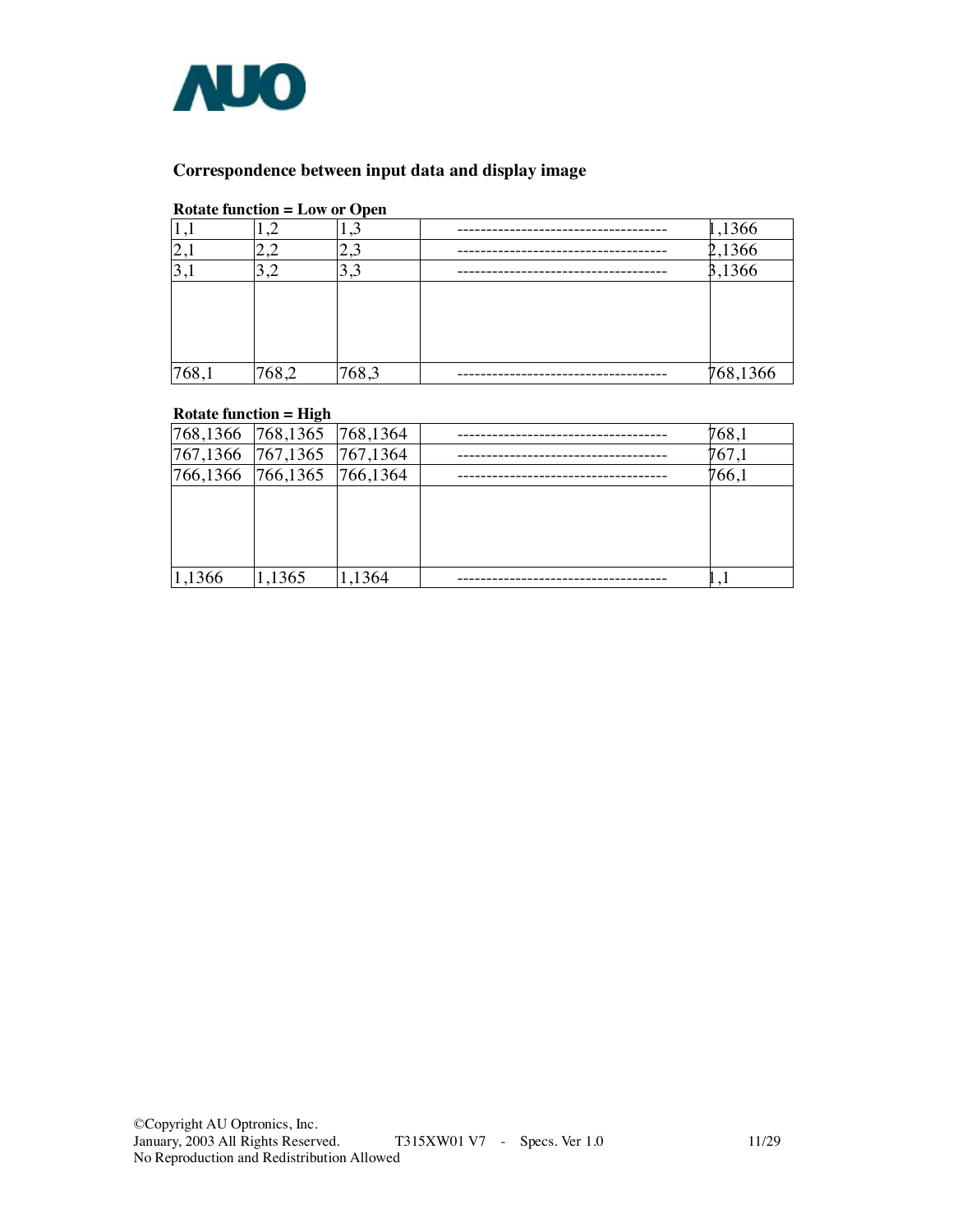### Correspondence between input data and display image

**Rotate function = Low or Open**

| 1,1 | 1,2 | 1,3 | ------------------------------------ | 1,1366 |
|---|---|---|---|---|
| 2,1 | 2,2 | 2,3 | ------------------------------------ | 2,1366 |
| 3,1 | 3,2 | 3,3 | ------------------------------------ | 3,1366 |
| | | | | |
| 768,1 | 768,2 | 768,3 | ------------------------------------ | 768,1366 |

**Rotate function = High**

| 768,1366 | 768,1365 | 768,1364 | ------------------------------------ | 768,1 |
|---|---|---|---|---|
| 767,1366 | 767,1365 | 767,1364 | ------------------------------------ | 767,1 |
| 766,1366 | 766,1365 | 766,1364 | ------------------------------------ | 766,1 |
| | | | | |
| 1,1366 | 1,1365 | 1,1364 | ------------------------------------ | 1,1 |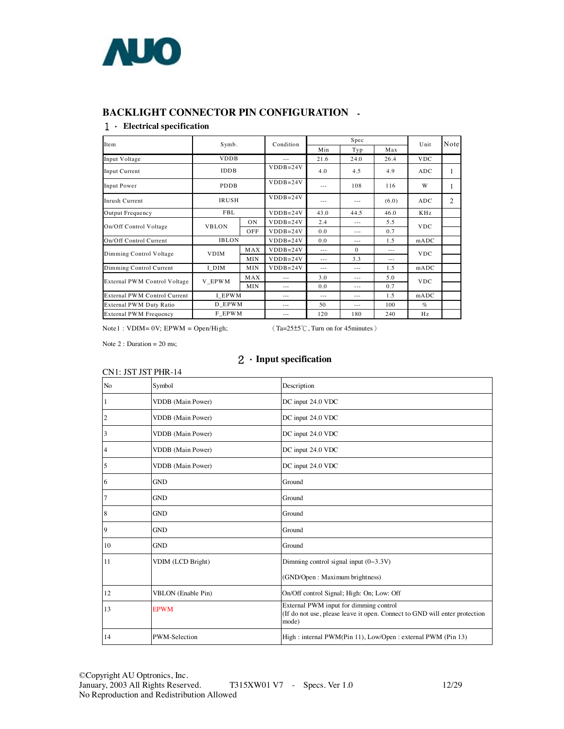## BACKLIGHT CONNECTOR PIN CONFIGURATION

### 1．Electrical specification

| Item | Symb. | | Condition | Spec | | | Unit | Note |
|---|---|---|---|---|---|---|---|---|
| | | | | Min | Typ | Max | | |
| Input Voltage | VDDB | | --- | 21.6 | 24.0 | 26.4 | VDC | |
| Input Current | IDDB | | VDDB=24V | 4.0 | 4.5 | 4.9 | ADC | 1 |
| Input Power | PDDB | | VDDB=24V | --- | 108 | 116 | W | 1 |
| Inrush Current | IRUSH | | VDDB=24V | --- | --- | (6.0) | ADC | 2 |
| Output Frequency | FBL | | VDDB=24V | 43.0 | 44.5 | 46.0 | KHz | |
| On/Off Control Voltage | VBLON | ON | VDDB=24V | 2.4 | --- | 5.5 | VDC | |
| | | OFF | VDDB=24V | 0.0 | --- | 0.7 | | |
| On/Off Control Current | IBLON | | VDDB=24V | 0.0 | --- | 1.5 | mADC | |
| Dimming Control Voltage | VDIM | MAX | VDDB=24V | --- | 0 | --- | VDC | |
| | | MIN | VDDB=24V | --- | 3.3 | --- | | |
| Dimming Control Current | I_DIM | MIN | VDDB=24V | --- | --- | 1.5 | mADC | |
| External PWM Control Voltage | V_EPWM | MAX | --- | 3.0 | --- | 5.0 | VDC | |
| | | MIN | --- | 0.0 | --- | 0.7 | | |
| External PWM Control Current | I_EPWM | | --- | --- | --- | 1.5 | mADC | |
| External PWM Duty Ratio | D_EPWM | | --- | 50 | --- | 100 | % | |
| External PWM Frequency | F_EPWM | | --- | 120 | 180 | 240 | Hz | |

Note1 : VDIM= 0V; EPWM = Open/High; （Ta=25±5℃, Turn on for 45minutes）

Note 2 : Duration = 20 ms;

### 2．Input specification

CN1: JST JST PHR-14

| No | Symbol | Description |
|---|---|---|
| 1 | VDDB (Main Power) | DC input 24.0 VDC |
| 2 | VDDB (Main Power) | DC input 24.0 VDC |
| 3 | VDDB (Main Power) | DC input 24.0 VDC |
| 4 | VDDB (Main Power) | DC input 24.0 VDC |
| 5 | VDDB (Main Power) | DC input 24.0 VDC |
| 6 | GND | Ground |
| 7 | GND | Ground |
| 8 | GND | Ground |
| 9 | GND | Ground |
| 10 | GND | Ground |
| 11 | VDIM (LCD Bright) | Dimming control signal input (0~3.3V)<br>(GND/Open : Maximum brightness) |
| 12 | VBLON (Enable Pin) | On/Off control Signal; High: On; Low: Off |
| 13 | EPWM | External PWM input for dimming control<br>(If do not use, please leave it open. Connect to GND will enter protection mode) |
| 14 | PWM-Selection | High : internal PWM(Pin 11), Low/Open : external PWM (Pin 13) |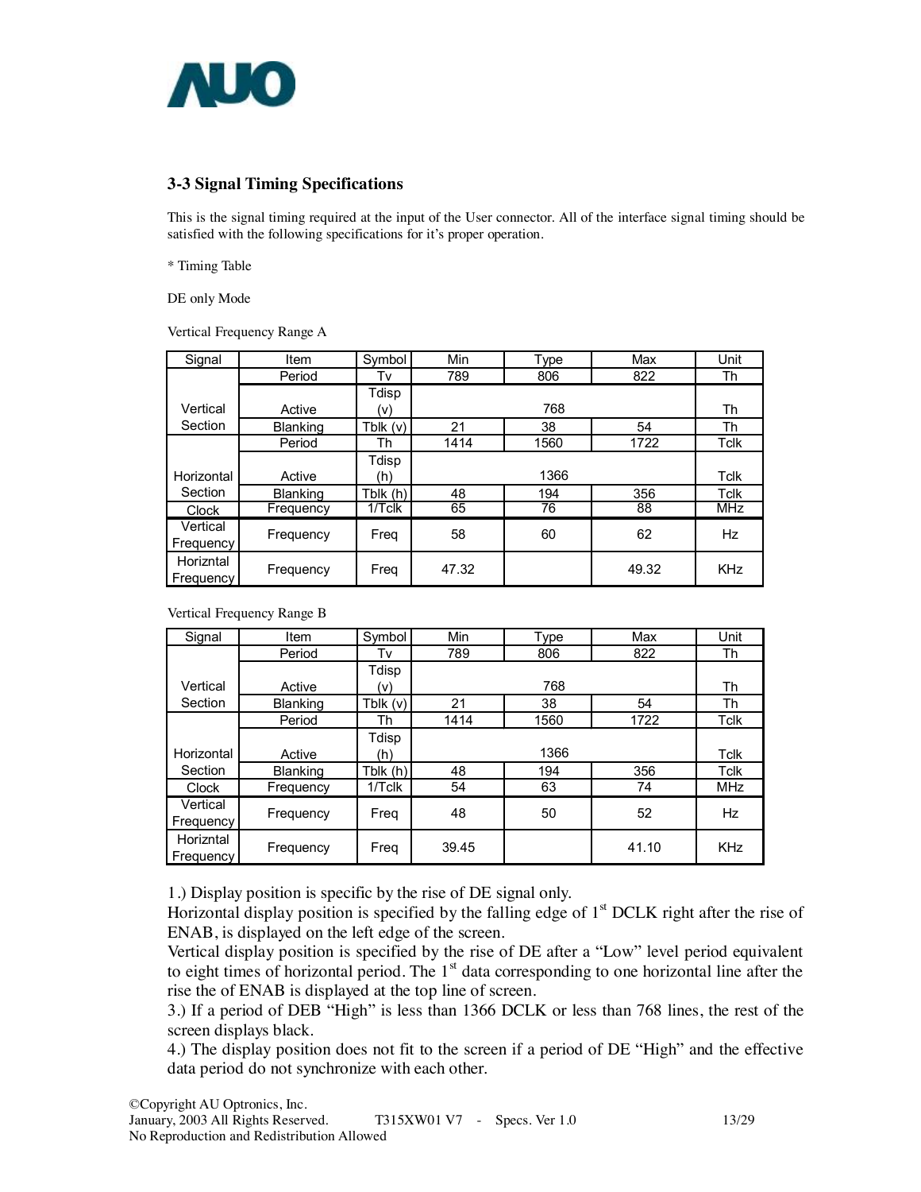## 3-3 Signal Timing Specifications

This is the signal timing required at the input of the User connector. All of the interface signal timing should be satisfied with the following specifications for it's proper operation.

* Timing Table

DE only Mode

Vertical Frequency Range A

| Signal | Item | Symbol | Min | Type | Max | Unit |
|---|---|---|---|---|---|---|
| Vertical Section | Period | Tv | 789 | 806 | 822 | Th |
| | Active | Tdisp (v) | | 768 | | Th |
| | Blanking | Tblk (v) | 21 | 38 | 54 | Th |
| Horizontal Section | Period | Th | 1414 | 1560 | 1722 | Tclk |
| | Active | Tdisp (h) | | 1366 | | Tclk |
| | Blanking | Tblk (h) | 48 | 194 | 356 | Tclk |
| Clock | Frequency | 1/Tclk | 65 | 76 | 88 | MHz |
| Vertical Frequency | Frequency | Freq | 58 | 60 | 62 | Hz |
| Horizntal Frequency | Frequency | Freq | 47.32 | | 49.32 | KHz |

Vertical Frequency Range B

| Signal | Item | Symbol | Min | Type | Max | Unit |
|---|---|---|---|---|---|---|
| Vertical Section | Period | Tv | 789 | 806 | 822 | Th |
| | Active | Tdisp (v) | | 768 | | Th |
| | Blanking | Tblk (v) | 21 | 38 | 54 | Th |
| Horizontal Section | Period | Th | 1414 | 1560 | 1722 | Tclk |
| | Active | Tdisp (h) | | 1366 | | Tclk |
| | Blanking | Tblk (h) | 48 | 194 | 356 | Tclk |
| Clock | Frequency | 1/Tclk | 54 | 63 | 74 | MHz |
| Vertical Frequency | Frequency | Freq | 48 | 50 | 52 | Hz |
| Horizntal Frequency | Frequency | Freq | 39.45 | | 41.10 | KHz |

1.) Display position is specific by the rise of DE signal only.
Horizontal display position is specified by the falling edge of 1st DCLK right after the rise of ENAB, is displayed on the left edge of the screen.
Vertical display position is specified by the rise of DE after a "Low" level period equivalent to eight times of horizontal period. The 1st data corresponding to one horizontal line after the rise the of ENAB is displayed at the top line of screen.
3.) If a period of DEB "High" is less than 1366 DCLK or less than 768 lines, the rest of the screen displays black.
4.) The display position does not fit to the screen if a period of DE "High" and the effective data period do not synchronize with each other.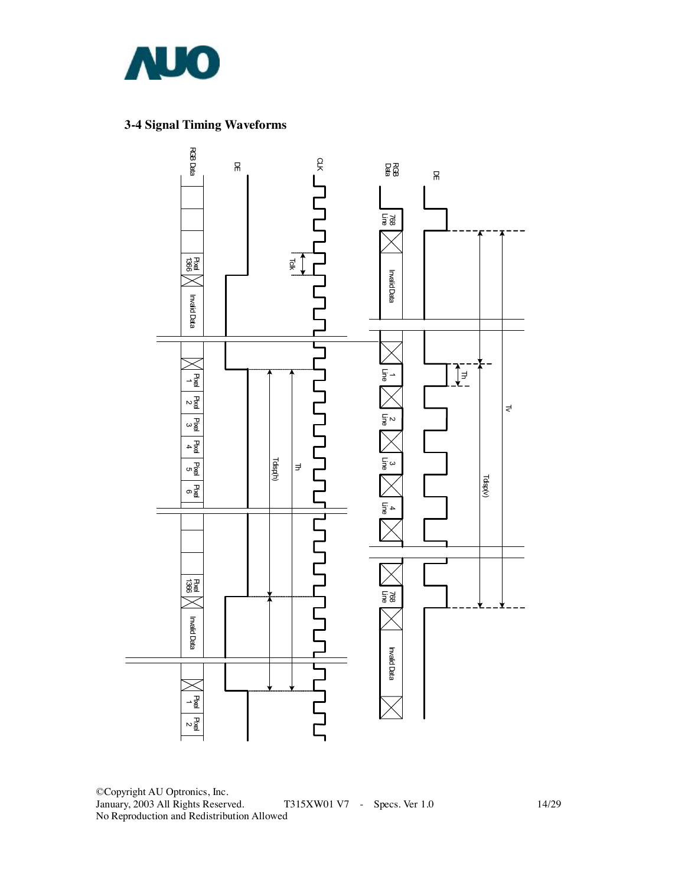## 3-4 Signal Timing Waveforms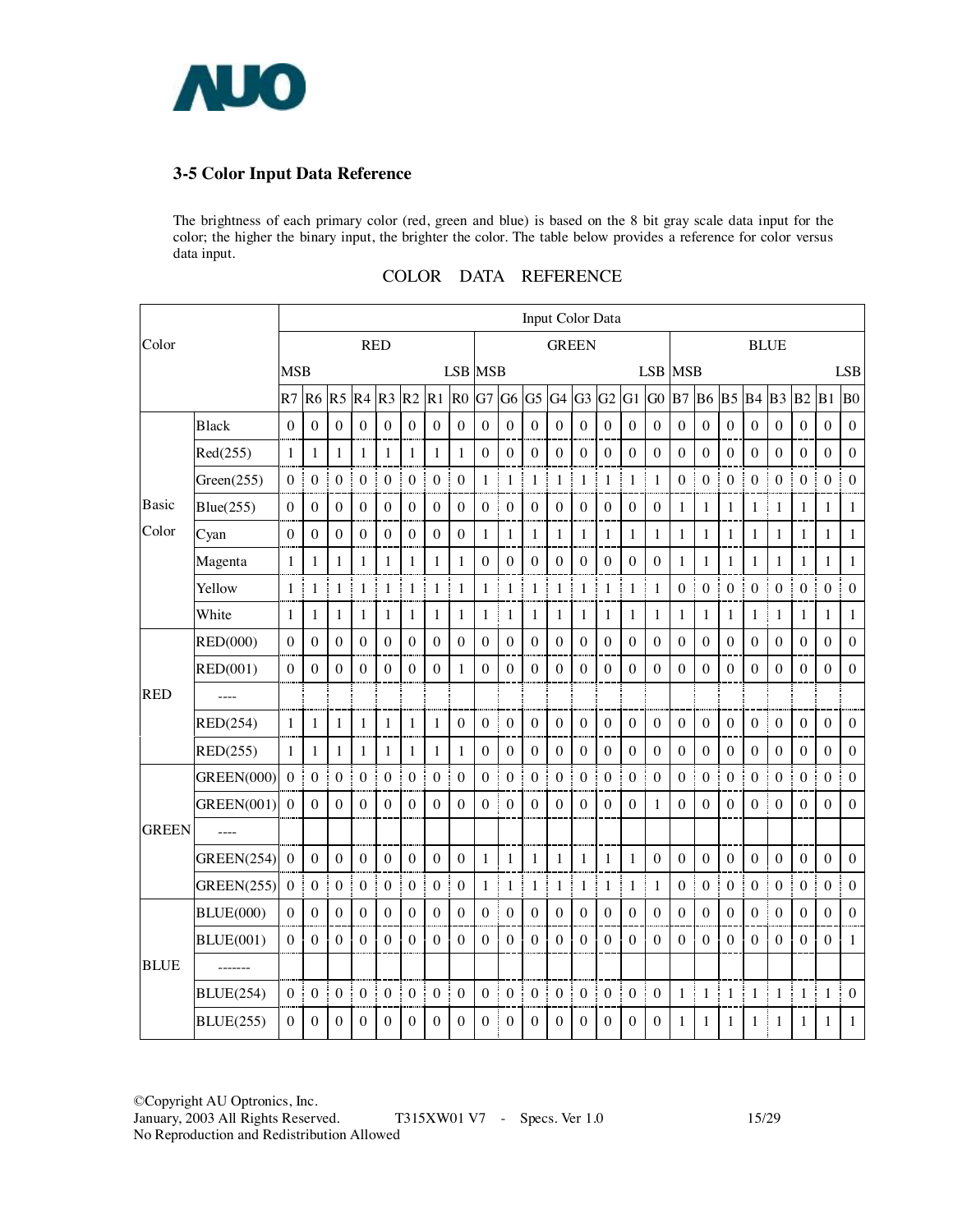### 3-5 Color Input Data Reference

The brightness of each primary color (red, green and blue) is based on the 8 bit gray scale data input for the color; the higher the binary input, the brighter the color. The table below provides a reference for color versus data input.

COLOR DATA REFERENCE

| Color | | Input Color Data | | | | | | | | | | | | | | | | | | | | | | | |
|---|---|---|---|---|---|---|---|---|---|---|---|---|---|---|---|---|---|---|---|---|---|---|---|---|---|
| | | RED | | | | | | | | GREEN | | | | | | | | BLUE | | | | | | | |
| | | MSB | | | | | | | LSB | MSB | | | | | | | LSB | MSB | | | | | | | LSB |
| | | R7 | R6 | R5 | R4 | R3 | R2 | R1 | R0 | G7 | G6 | G5 | G4 | G3 | G2 | G1 | G0 | B7 | B6 | B5 | B4 | B3 | B2 | B1 | B0 |
| Basic Color | Black | 0 | 0 | 0 | 0 | 0 | 0 | 0 | 0 | 0 | 0 | 0 | 0 | 0 | 0 | 0 | 0 | 0 | 0 | 0 | 0 | 0 | 0 | 0 | 0 |
| | Red(255) | 1 | 1 | 1 | 1 | 1 | 1 | 1 | 1 | 0 | 0 | 0 | 0 | 0 | 0 | 0 | 0 | 0 | 0 | 0 | 0 | 0 | 0 | 0 | 0 |
| | Green(255) | 0 | 0 | 0 | 0 | 0 | 0 | 0 | 0 | 1 | 1 | 1 | 1 | 1 | 1 | 1 | 1 | 0 | 0 | 0 | 0 | 0 | 0 | 0 | 0 |
| | Blue(255) | 0 | 0 | 0 | 0 | 0 | 0 | 0 | 0 | 0 | 0 | 0 | 0 | 0 | 0 | 0 | 0 | 1 | 1 | 1 | 1 | 1 | 1 | 1 | 1 |
| | Cyan | 0 | 0 | 0 | 0 | 0 | 0 | 0 | 0 | 1 | 1 | 1 | 1 | 1 | 1 | 1 | 1 | 1 | 1 | 1 | 1 | 1 | 1 | 1 | 1 |
| | Magenta | 1 | 1 | 1 | 1 | 1 | 1 | 1 | 1 | 0 | 0 | 0 | 0 | 0 | 0 | 0 | 0 | 1 | 1 | 1 | 1 | 1 | 1 | 1 | 1 |
| | Yellow | 1 | 1 | 1 | 1 | 1 | 1 | 1 | 1 | 1 | 1 | 1 | 1 | 1 | 1 | 1 | 1 | 0 | 0 | 0 | 0 | 0 | 0 | 0 | 0 |
| | White | 1 | 1 | 1 | 1 | 1 | 1 | 1 | 1 | 1 | 1 | 1 | 1 | 1 | 1 | 1 | 1 | 1 | 1 | 1 | 1 | 1 | 1 | 1 | 1 |
| RED | RED(000) | 0 | 0 | 0 | 0 | 0 | 0 | 0 | 0 | 0 | 0 | 0 | 0 | 0 | 0 | 0 | 0 | 0 | 0 | 0 | 0 | 0 | 0 | 0 | 0 |
| | RED(001) | 0 | 0 | 0 | 0 | 0 | 0 | 0 | 1 | 0 | 0 | 0 | 0 | 0 | 0 | 0 | 0 | 0 | 0 | 0 | 0 | 0 | 0 | 0 | 0 |
| | ---- | | | | | | | | | | | | | | | | | | | | | | | | |
| | RED(254) | 1 | 1 | 1 | 1 | 1 | 1 | 1 | 0 | 0 | 0 | 0 | 0 | 0 | 0 | 0 | 0 | 0 | 0 | 0 | 0 | 0 | 0 | 0 | 0 |
| | RED(255) | 1 | 1 | 1 | 1 | 1 | 1 | 1 | 1 | 0 | 0 | 0 | 0 | 0 | 0 | 0 | 0 | 0 | 0 | 0 | 0 | 0 | 0 | 0 | 0 |
| GREEN | GREEN(000) | 0 | 0 | 0 | 0 | 0 | 0 | 0 | 0 | 0 | 0 | 0 | 0 | 0 | 0 | 0 | 0 | 0 | 0 | 0 | 0 | 0 | 0 | 0 | 0 |
| | GREEN(001) | 0 | 0 | 0 | 0 | 0 | 0 | 0 | 0 | 0 | 0 | 0 | 0 | 0 | 0 | 0 | 1 | 0 | 0 | 0 | 0 | 0 | 0 | 0 | 0 |
| | ---- | | | | | | | | | | | | | | | | | | | | | | | | |
| | GREEN(254) | 0 | 0 | 0 | 0 | 0 | 0 | 0 | 0 | 1 | 1 | 1 | 1 | 1 | 1 | 1 | 0 | 0 | 0 | 0 | 0 | 0 | 0 | 0 | 0 |
| | GREEN(255) | 0 | 0 | 0 | 0 | 0 | 0 | 0 | 0 | 1 | 1 | 1 | 1 | 1 | 1 | 1 | 1 | 0 | 0 | 0 | 0 | 0 | 0 | 0 | 0 |
| BLUE | BLUE(000) | 0 | 0 | 0 | 0 | 0 | 0 | 0 | 0 | 0 | 0 | 0 | 0 | 0 | 0 | 0 | 0 | 0 | 0 | 0 | 0 | 0 | 0 | 0 | 0 |
| | BLUE(001) | 0 | 0 | 0 | 0 | 0 | 0 | 0 | 0 | 0 | 0 | 0 | 0 | 0 | 0 | 0 | 0 | 0 | 0 | 0 | 0 | 0 | 0 | 0 | 1 |
| | ------- | | | | | | | | | | | | | | | | | | | | | | | | |
| | BLUE(254) | 0 | 0 | 0 | 0 | 0 | 0 | 0 | 0 | 0 | 0 | 0 | 0 | 0 | 0 | 0 | 0 | 1 | 1 | 1 | 1 | 1 | 1 | 1 | 0 |
| | BLUE(255) | 0 | 0 | 0 | 0 | 0 | 0 | 0 | 0 | 0 | 0 | 0 | 0 | 0 | 0 | 0 | 0 | 1 | 1 | 1 | 1 | 1 | 1 | 1 | 1 |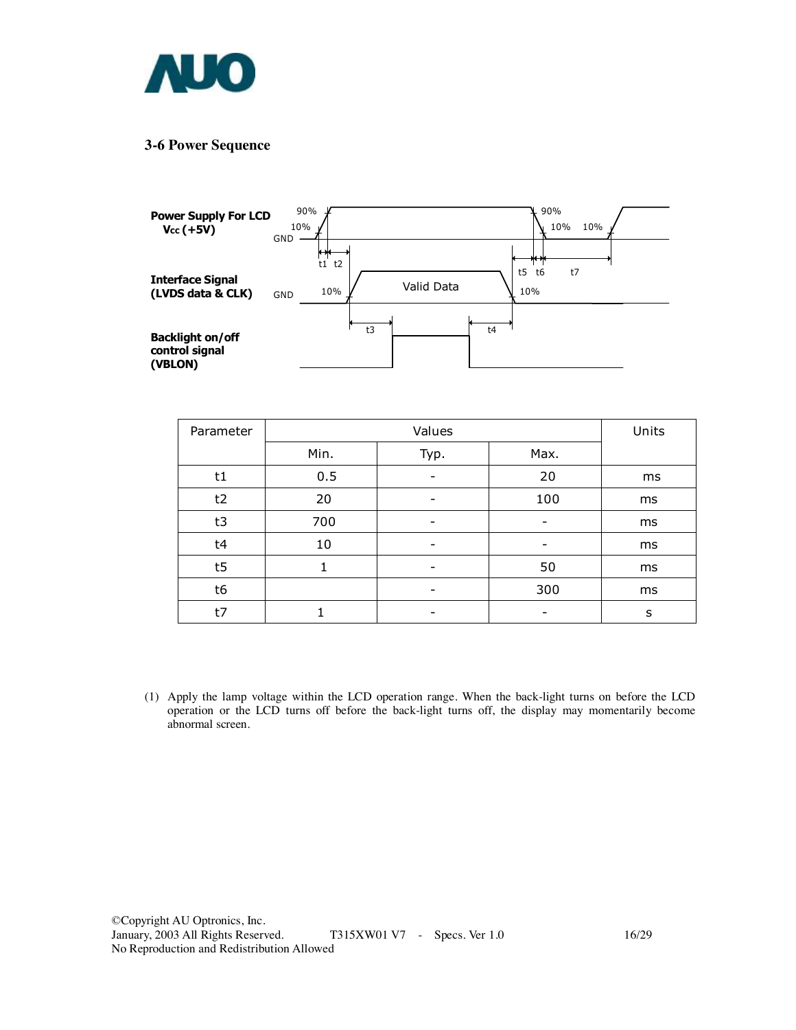### 3-6 Power Sequence

| Parameter | Values | | | Units |
|---|---|---|---|---|
| | Min. | Typ. | Max. | |
| t1 | 0.5 | - | 20 | ms |
| t2 | 20 | - | 100 | ms |
| t3 | 700 | - | - | ms |
| t4 | 10 | - | - | ms |
| t5 | 1 | - | 50 | ms |
| t6 | | - | 300 | ms |
| t7 | 1 | - | - | s |

(1) Apply the lamp voltage within the LCD operation range. When the back-light turns on before the LCD operation or the LCD turns off before the back-light turns off, the display may momentarily become abnormal screen.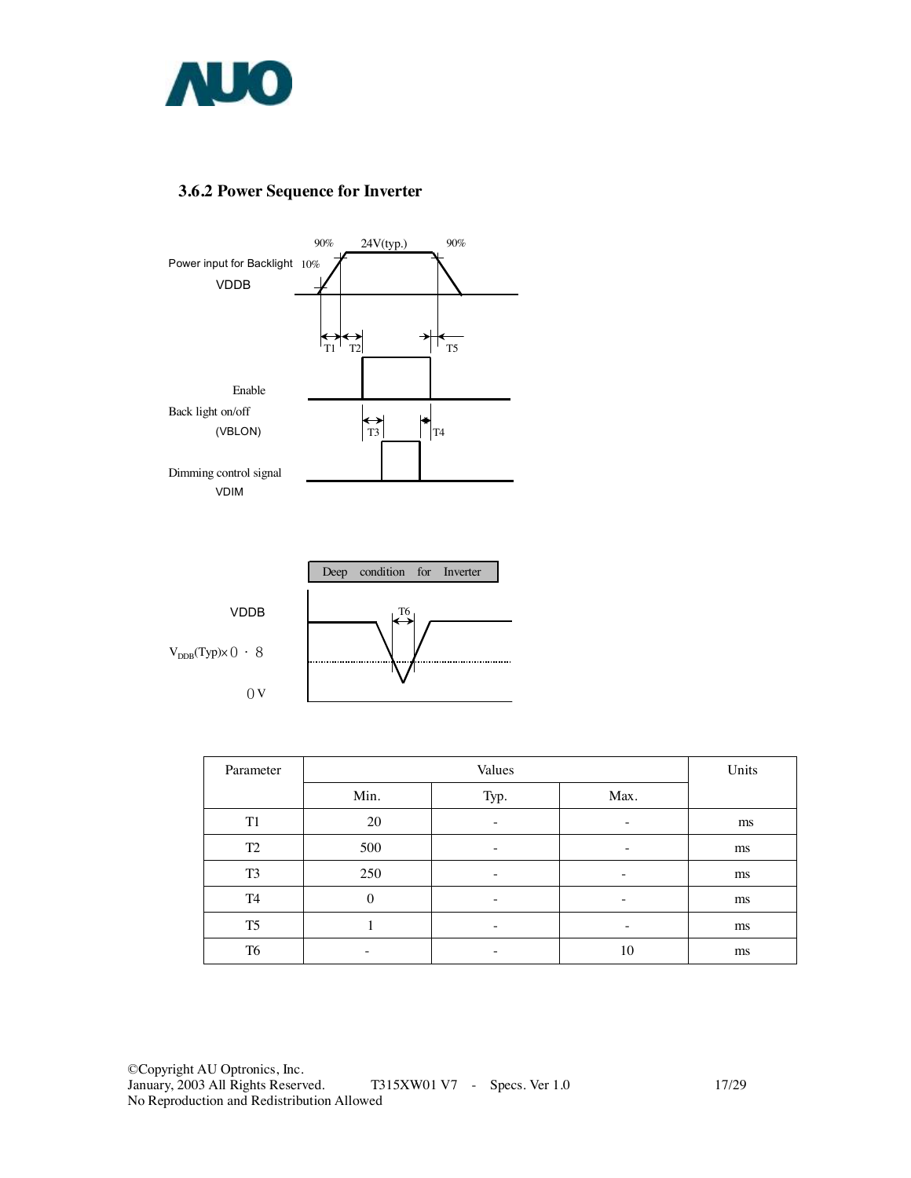### 3.6.2 Power Sequence for Inverter

| Parameter | Values | | | Units |
|---|---|---|---|---|
| | Min. | Typ. | Max. | |
| T1 | 20 | - | - | ms |
| T2 | 500 | - | - | ms |
| T3 | 250 | - | - | ms |
| T4 | 0 | - | - | ms |
| T5 | 1 | - | - | ms |
| T6 | - | - | 10 | ms |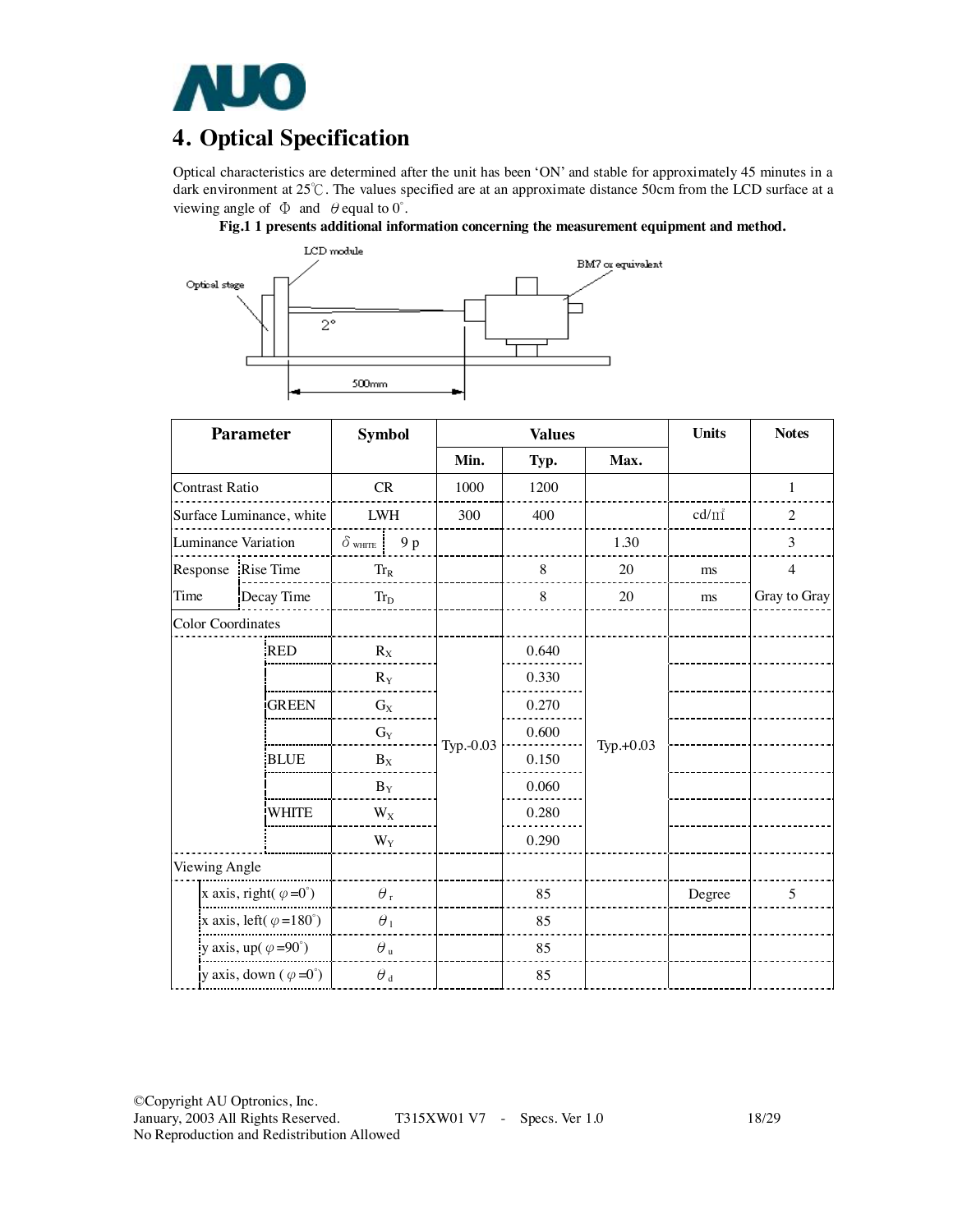# 4. Optical Specification

Optical characteristics are determined after the unit has been 'ON' and stable for approximately 45 minutes in a dark environment at 25℃. The values specified are at an approximate distance 50cm from the LCD surface at a viewing angle of Φ and θ equal to 0°.

**Fig.1 1 presents additional information concerning the measurement equipment and method.**

| Parameter | | Symbol | | Values | | | Units | Notes |
|---|---|---|---|---|---|---|---|---|
| | | | | Min. | Typ. | Max. | | |
| Contrast Ratio | | CR | | 1000 | 1200 | | | 1 |
| Surface Luminance, white | | LWH | | 300 | 400 | | cd/㎡ | 2 |
| Luminance Variation | | $\delta_{WHITE}$ | 9 p | | | 1.30 | | 3 |
| Response Time | Rise Time | $Tr_R$ | | | 8 | 20 | ms | 4 |
| | Decay Time | $Tr_D$ | | | 8 | 20 | ms | Gray to Gray |
| Color Coordinates | | | | | | | | |
| | RED | $R_X$ | | Typ.-0.03 | 0.640 | Typ.+0.03 | | |
| | | $R_Y$ | | | 0.330 | | | |
| | GREEN | $G_X$ | | | 0.270 | | | |
| | | $G_Y$ | | | 0.600 | | | |
| | BLUE | $B_X$ | | | 0.150 | | | |
| | | $B_Y$ | | | 0.060 | | | |
| | WHITE | $W_X$ | | | 0.280 | | | |
| | | $W_Y$ | | | 0.290 | | | |
| Viewing Angle | | | | | | | | |
| | x axis, right( $\varphi$ =0°) | $\theta_r$ | | | 85 | | Degree | 5 |
| | x axis, left( $\varphi$ =180°) | $\theta_l$ | | | 85 | | | |
| | y axis, up( $\varphi$ =90°) | $\theta_u$ | | | 85 | | | |
| | y axis, down ( $\varphi$ =0°) | $\theta_d$ | | | 85 | | | |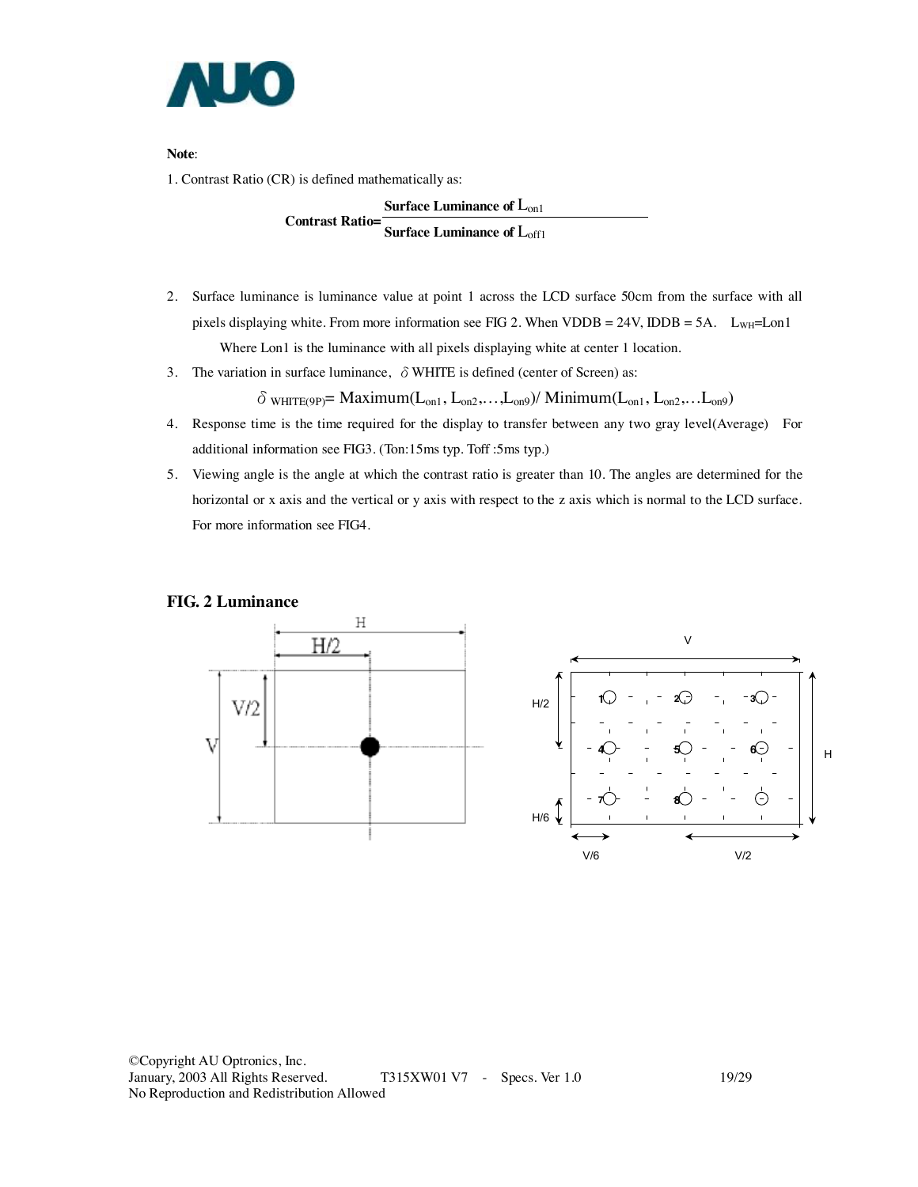**Note**:

1. Contrast Ratio (CR) is defined mathematically as:

$$\textbf{Contrast Ratio} = \frac{\textbf{Surface Luminance of } L_{on1}}{\textbf{Surface Luminance of } L_{off1}}$$

2. Surface luminance is luminance value at point 1 across the LCD surface 50cm from the surface with all pixels displaying white. From more information see FIG 2. When VDDB = 24V, IDDB = 5A. $L_{WH}$=Lon1

   Where Lon1 is the luminance with all pixels displaying white at center 1 location.

3. The variation in surface luminance, $\delta$ WHITE is defined (center of Screen) as:

$$\delta_{WHITE(9P)} = \text{Maximum}(L_{on1}, L_{on2}, \ldots, L_{on9}) / \text{Minimum}(L_{on1}, L_{on2}, \ldots L_{on9})$$

4. Response time is the time required for the display to transfer between any two gray level(Average) For additional information see FIG3. (Ton:15ms typ. Toff :5ms typ.)

5. Viewing angle is the angle at which the contrast ratio is greater than 10. The angles are determined for the horizontal or x axis and the vertical or y axis with respect to the z axis which is normal to the LCD surface. For more information see FIG4.

**FIG. 2 Luminance**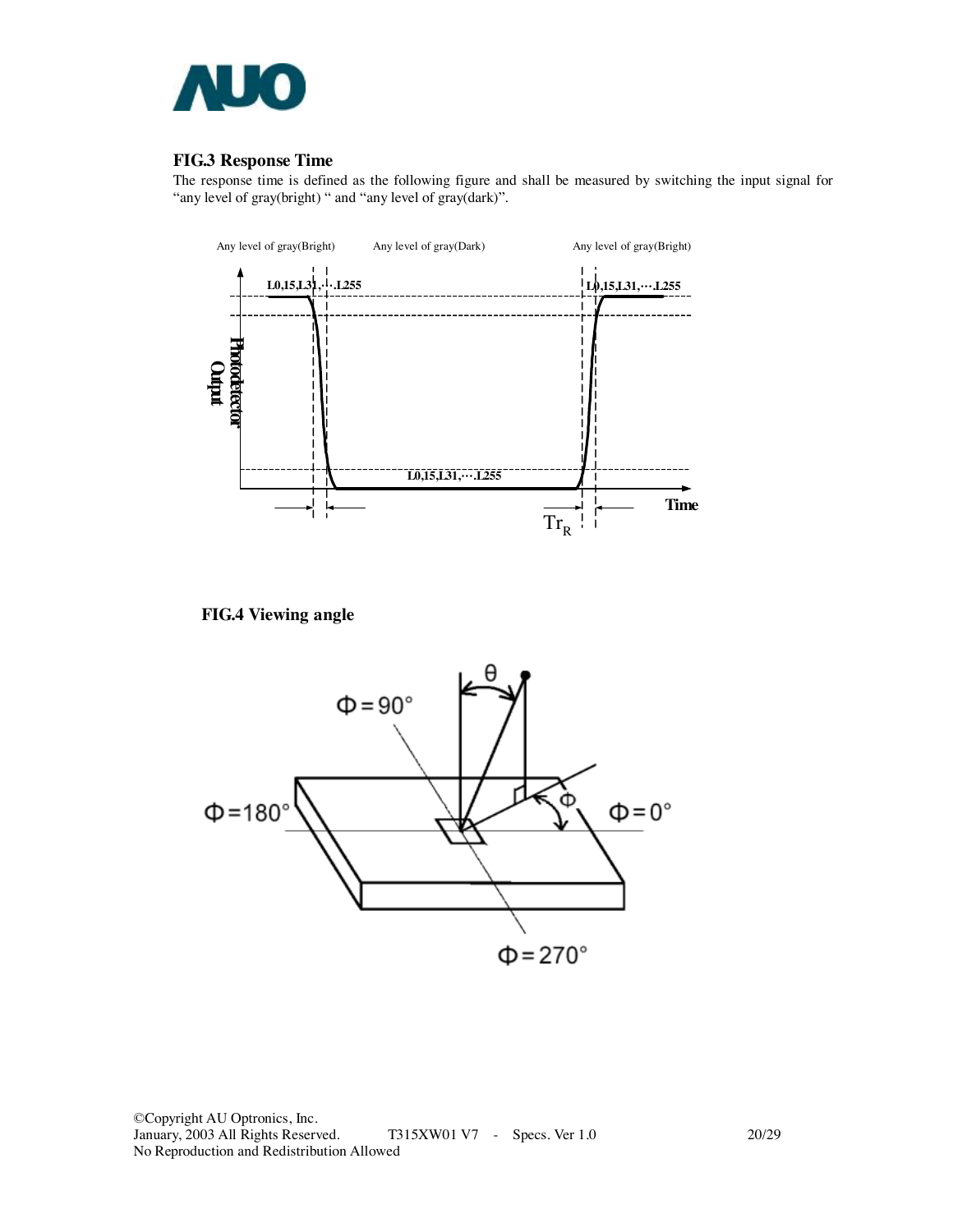### FIG.3 Response Time

The response time is defined as the following figure and shall be measured by switching the input signal for "any level of gray(bright) " and "any level of gray(dark)".

### FIG.4 Viewing angle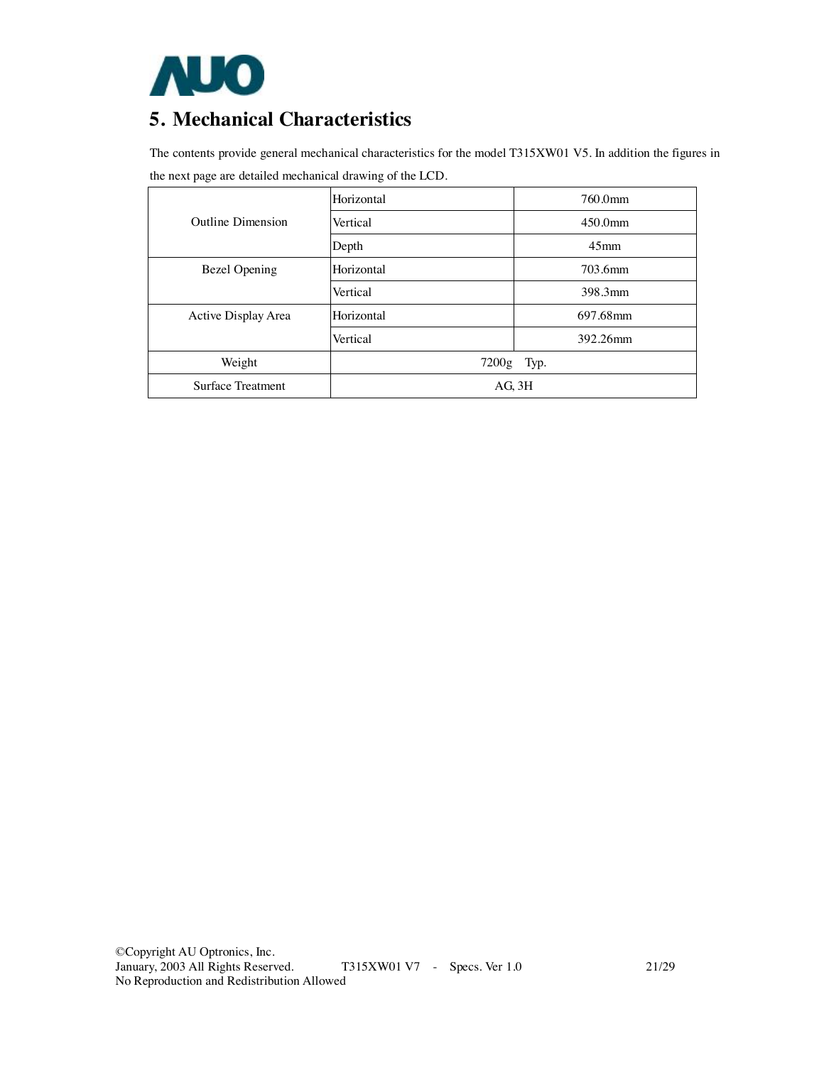# 5. Mechanical Characteristics

The contents provide general mechanical characteristics for the model T315XW01 V5. In addition the figures in the next page are detailed mechanical drawing of the LCD.

| | | |
|---|---|---|
| Outline Dimension | Horizontal | 760.0mm |
| | Vertical | 450.0mm |
| | Depth | 45mm |
| Bezel Opening | Horizontal | 703.6mm |
| | Vertical | 398.3mm |
| Active Display Area | Horizontal | 697.68mm |
| | Vertical | 392.26mm |
| Weight | 7200g Typ. | |
| Surface Treatment | AG, 3H | |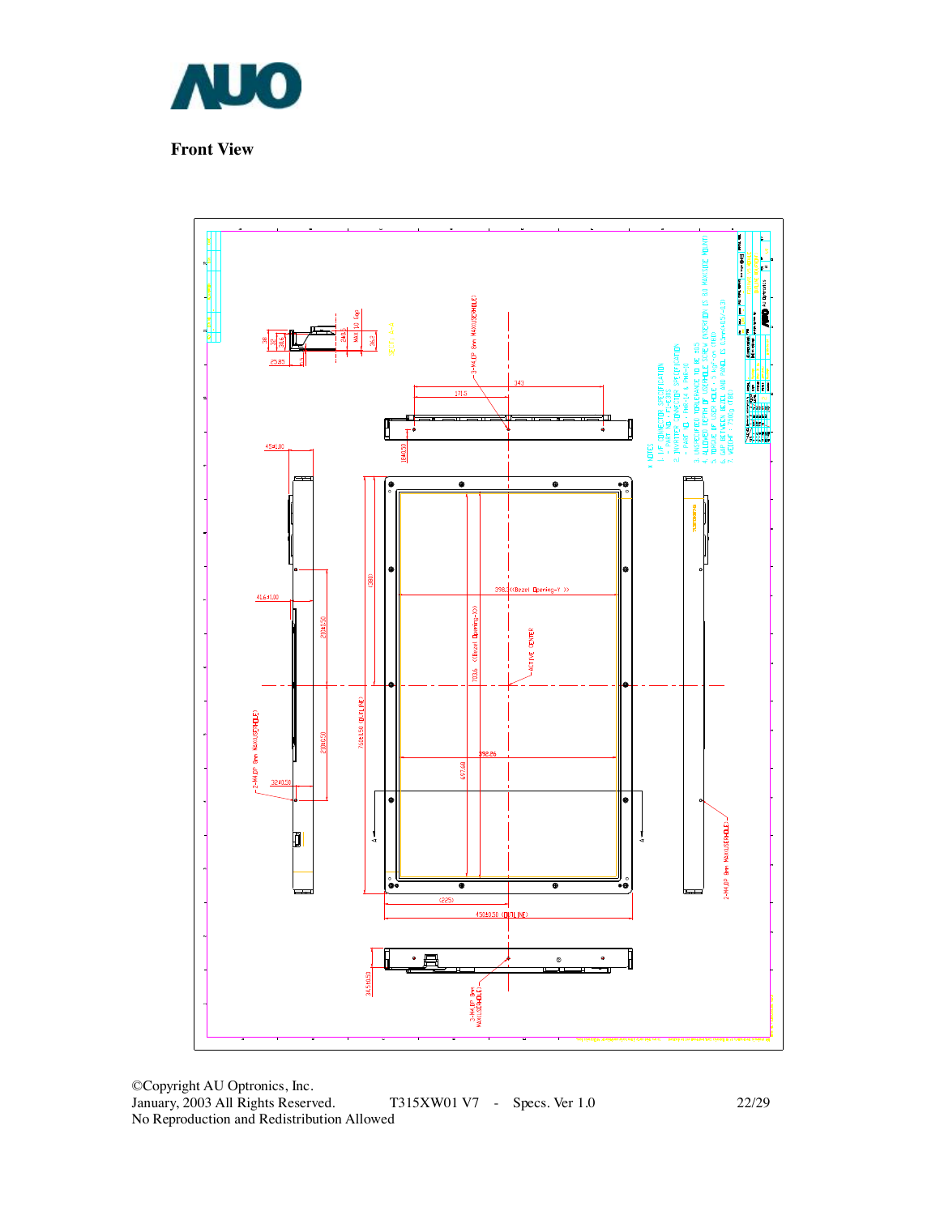**Front View**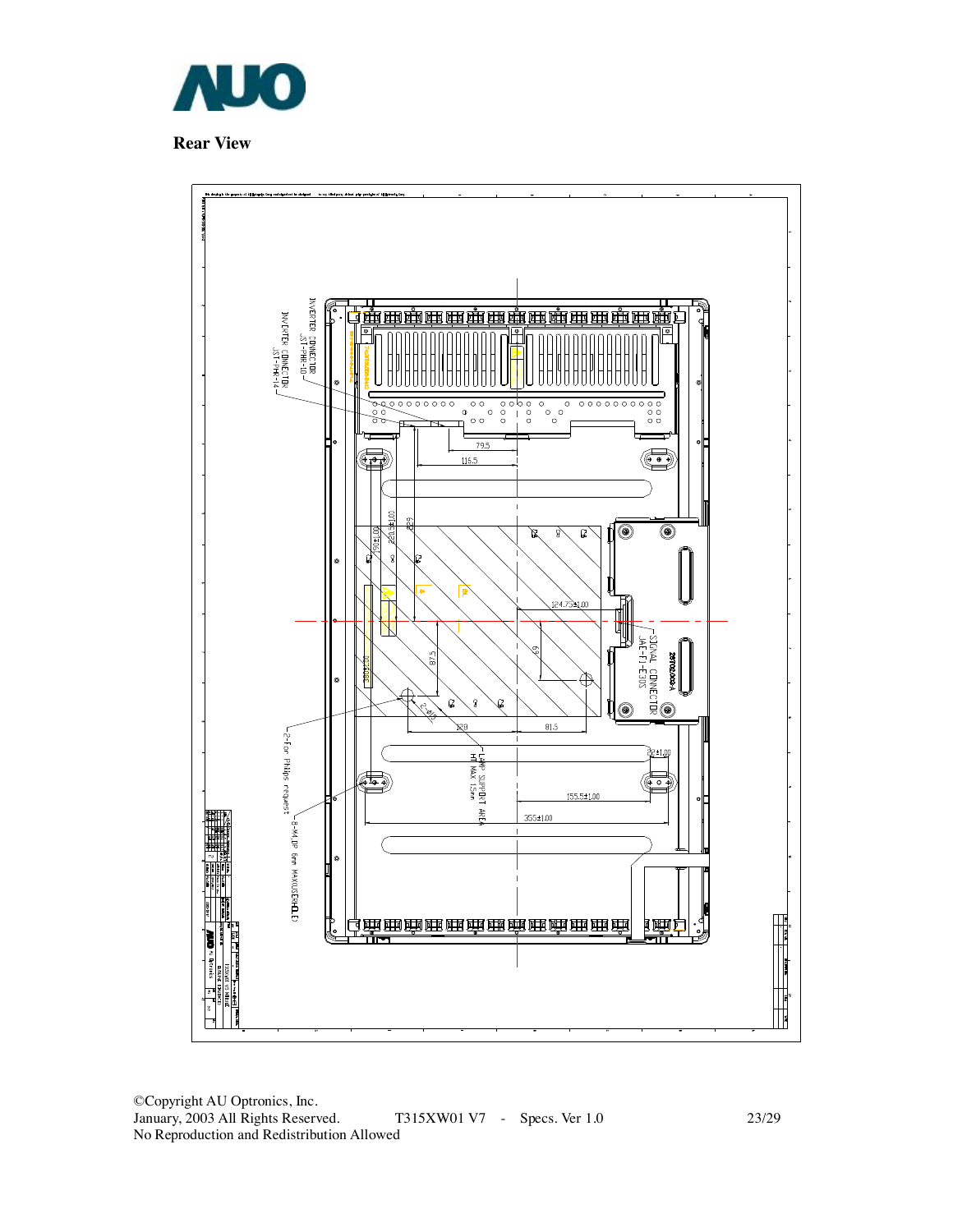**Rear View**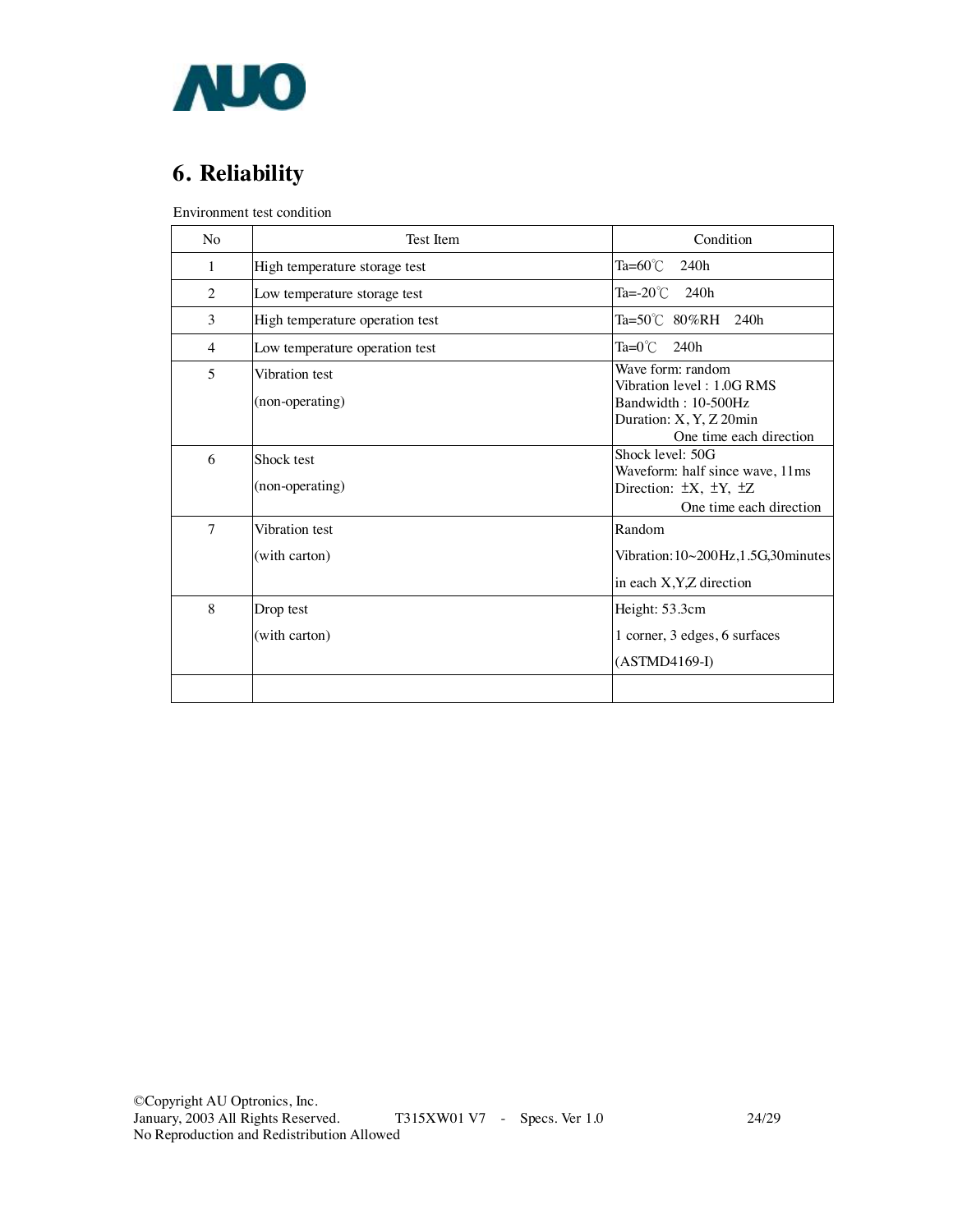## 6. Reliability

Environment test condition

| No | Test Item | Condition |
|---|---|---|
| 1 | High temperature storage test | Ta=60℃ 240h |
| 2 | Low temperature storage test | Ta=-20℃ 240h |
| 3 | High temperature operation test | Ta=50℃ 80%RH 240h |
| 4 | Low temperature operation test | Ta=0℃ 240h |
| 5 | Vibration test (non-operating) | Wave form: random<br>Vibration level : 1.0G RMS<br>Bandwidth : 10-500Hz<br>Duration: X, Y, Z 20min<br>One time each direction |
| 6 | Shock test (non-operating) | Shock level: 50G<br>Waveform: half since wave, 11ms<br>Direction: ±X, ±Y, ±Z<br>One time each direction |
| 7 | Vibration test (with carton) | Random<br>Vibration:10~200Hz,1.5G,30minutes<br>in each X,Y,Z direction |
| 8 | Drop test (with carton) | Height: 53.3cm<br>1 corner, 3 edges, 6 surfaces<br>(ASTMD4169-I) |
| | | |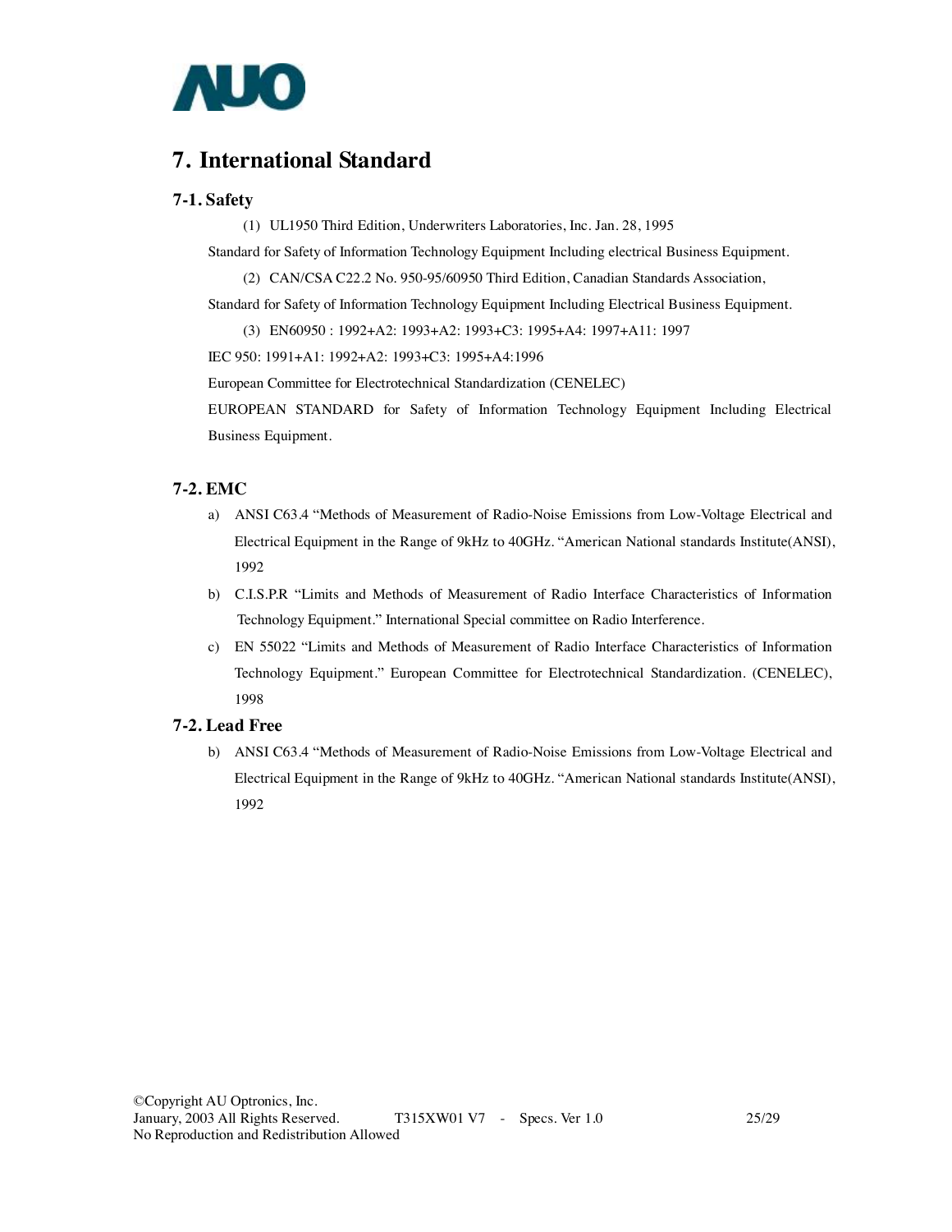# 7. International Standard

## 7-1. Safety

(1) UL1950 Third Edition, Underwriters Laboratories, Inc. Jan. 28, 1995

Standard for Safety of Information Technology Equipment Including electrical Business Equipment.

(2) CAN/CSA C22.2 No. 950-95/60950 Third Edition, Canadian Standards Association,

Standard for Safety of Information Technology Equipment Including Electrical Business Equipment.

(3) EN60950 : 1992+A2: 1993+A2: 1993+C3: 1995+A4: 1997+A11: 1997

IEC 950: 1991+A1: 1992+A2: 1993+C3: 1995+A4:1996

European Committee for Electrotechnical Standardization (CENELEC)

EUROPEAN STANDARD for Safety of Information Technology Equipment Including Electrical Business Equipment.

## 7-2. EMC

a) ANSI C63.4 "Methods of Measurement of Radio-Noise Emissions from Low-Voltage Electrical and Electrical Equipment in the Range of 9kHz to 40GHz. "American National standards Institute(ANSI), 1992

b) C.I.S.P.R "Limits and Methods of Measurement of Radio Interface Characteristics of Information Technology Equipment." International Special committee on Radio Interference.

c) EN 55022 "Limits and Methods of Measurement of Radio Interface Characteristics of Information Technology Equipment." European Committee for Electrotechnical Standardization. (CENELEC), 1998

## 7-2. Lead Free

b) ANSI C63.4 "Methods of Measurement of Radio-Noise Emissions from Low-Voltage Electrical and Electrical Equipment in the Range of 9kHz to 40GHz. "American National standards Institute(ANSI), 1992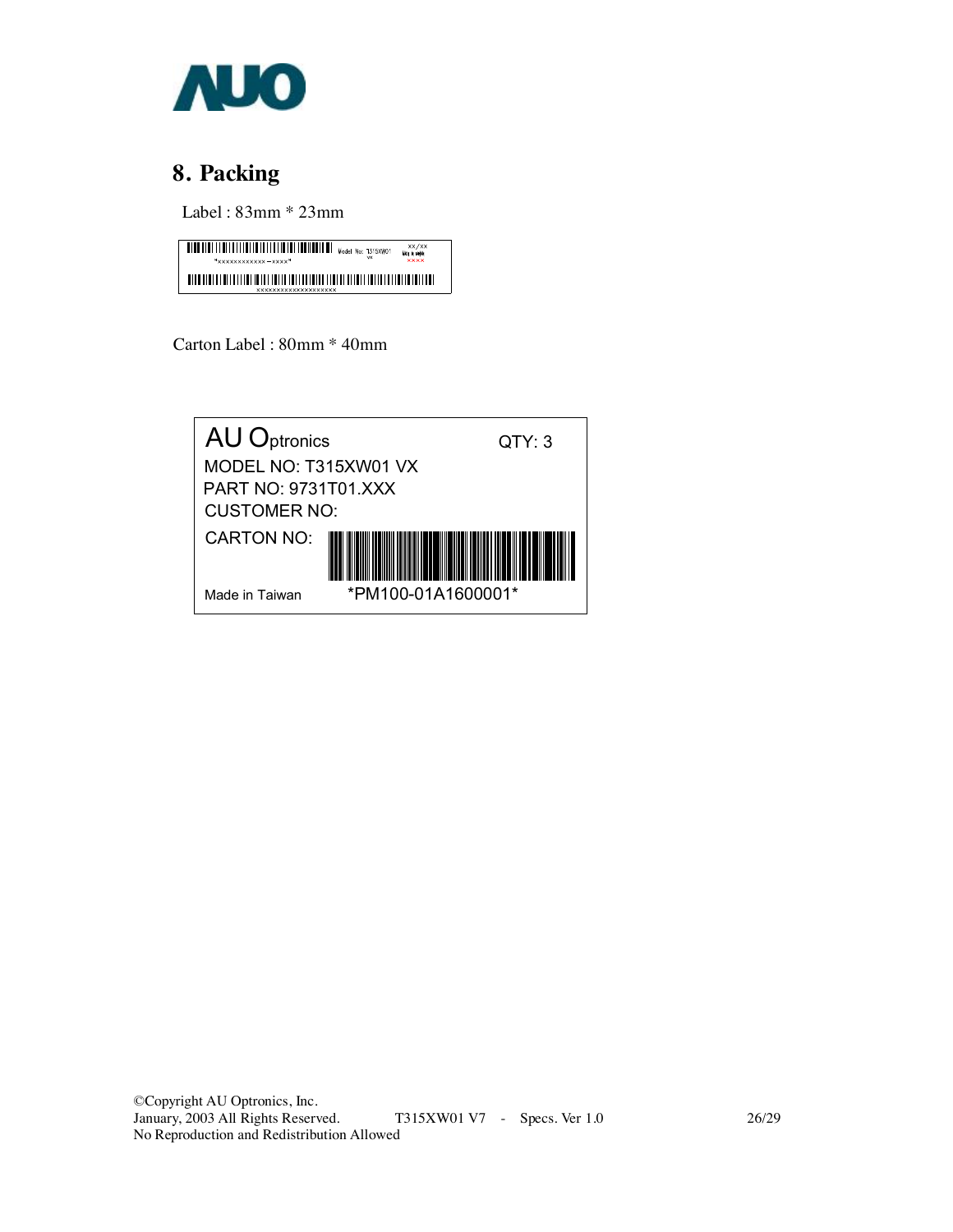## 8. Packing

Label : 83mm * 23mm

Model No: T315XW01 VX

xx/xx

xxxx

*xxxxxxxxxxxx－xxxx*

xxxxxxxxxxxxxxxxxxxx

Carton Label : 80mm * 40mm

AU Optronics QTY: 3

MODEL NO: T315XW01 VX

PART NO: 9731T01.XXX

CUSTOMER NO:

CARTON NO:

Made in Taiwan *PM100-01A1600001*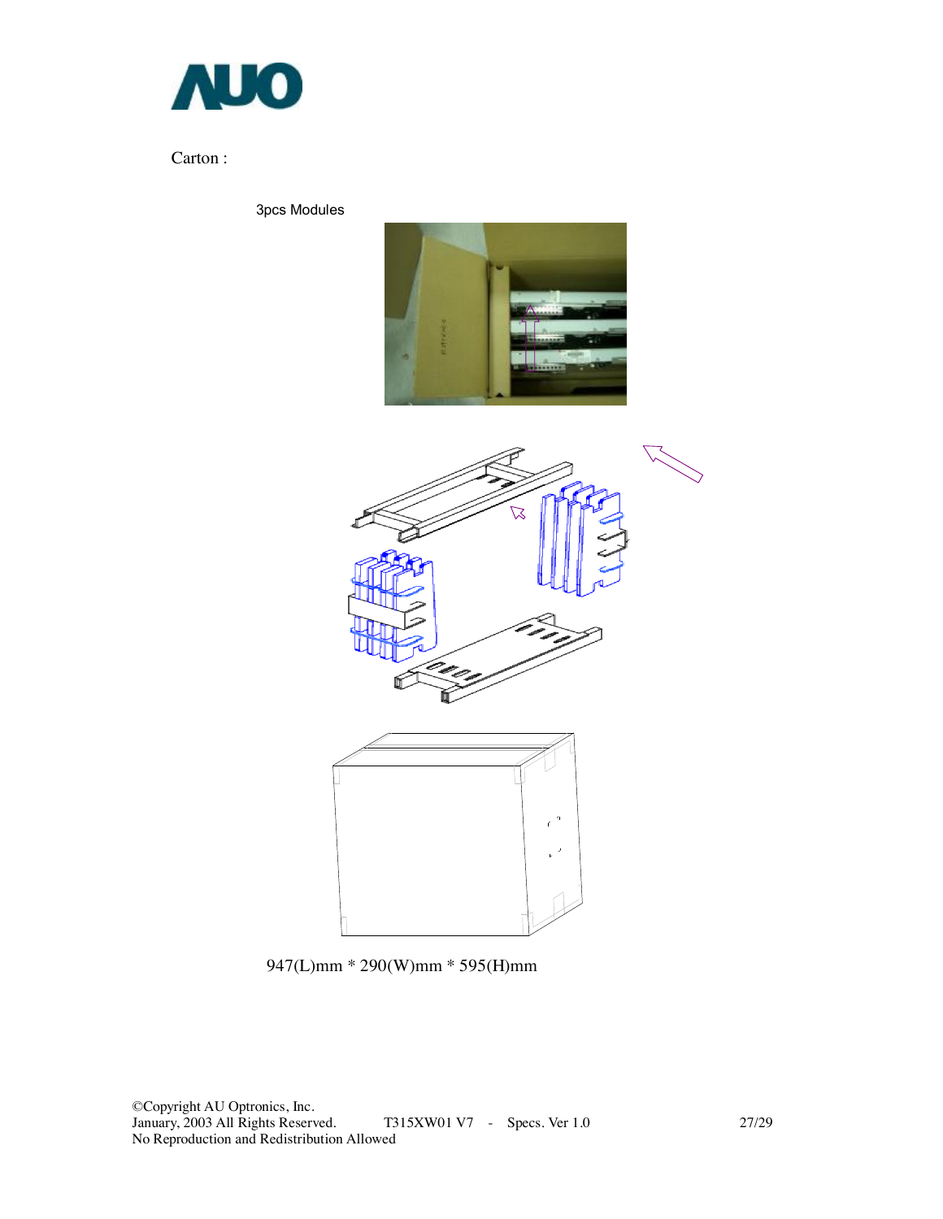Carton :

3pcs Modules

947(L)mm * 290(W)mm * 595(H)mm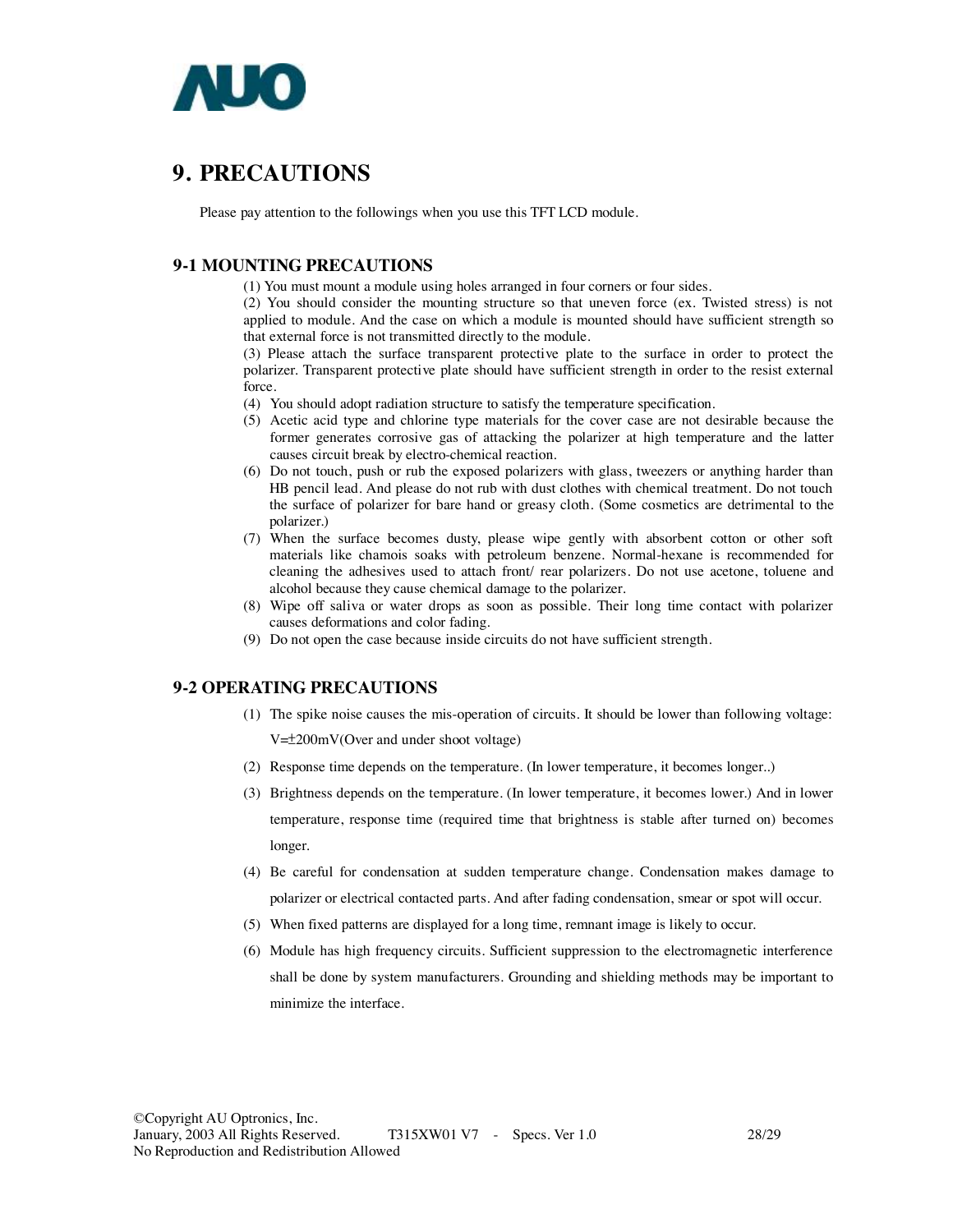# 9. PRECAUTIONS

Please pay attention to the followings when you use this TFT LCD module.

## 9-1 MOUNTING PRECAUTIONS

(1) You must mount a module using holes arranged in four corners or four sides.
(2) You should consider the mounting structure so that uneven force (ex. Twisted stress) is not applied to module. And the case on which a module is mounted should have sufficient strength so that external force is not transmitted directly to the module.
(3) Please attach the surface transparent protective plate to the surface in order to protect the polarizer. Transparent protective plate should have sufficient strength in order to the resist external force.
(4) You should adopt radiation structure to satisfy the temperature specification.
(5) Acetic acid type and chlorine type materials for the cover case are not desirable because the former generates corrosive gas of attacking the polarizer at high temperature and the latter causes circuit break by electro-chemical reaction.
(6) Do not touch, push or rub the exposed polarizers with glass, tweezers or anything harder than HB pencil lead. And please do not rub with dust clothes with chemical treatment. Do not touch the surface of polarizer for bare hand or greasy cloth. (Some cosmetics are detrimental to the polarizer.)
(7) When the surface becomes dusty, please wipe gently with absorbent cotton or other soft materials like chamois soaks with petroleum benzene. Normal-hexane is recommended for cleaning the adhesives used to attach front/ rear polarizers. Do not use acetone, toluene and alcohol because they cause chemical damage to the polarizer.
(8) Wipe off saliva or water drops as soon as possible. Their long time contact with polarizer causes deformations and color fading.
(9) Do not open the case because inside circuits do not have sufficient strength.

## 9-2 OPERATING PRECAUTIONS

(1) The spike noise causes the mis-operation of circuits. It should be lower than following voltage: V=±200mV(Over and under shoot voltage)
(2) Response time depends on the temperature. (In lower temperature, it becomes longer..)
(3) Brightness depends on the temperature. (In lower temperature, it becomes lower.) And in lower temperature, response time (required time that brightness is stable after turned on) becomes longer.
(4) Be careful for condensation at sudden temperature change. Condensation makes damage to polarizer or electrical contacted parts. And after fading condensation, smear or spot will occur.
(5) When fixed patterns are displayed for a long time, remnant image is likely to occur.
(6) Module has high frequency circuits. Sufficient suppression to the electromagnetic interference shall be done by system manufacturers. Grounding and shielding methods may be important to minimize the interface.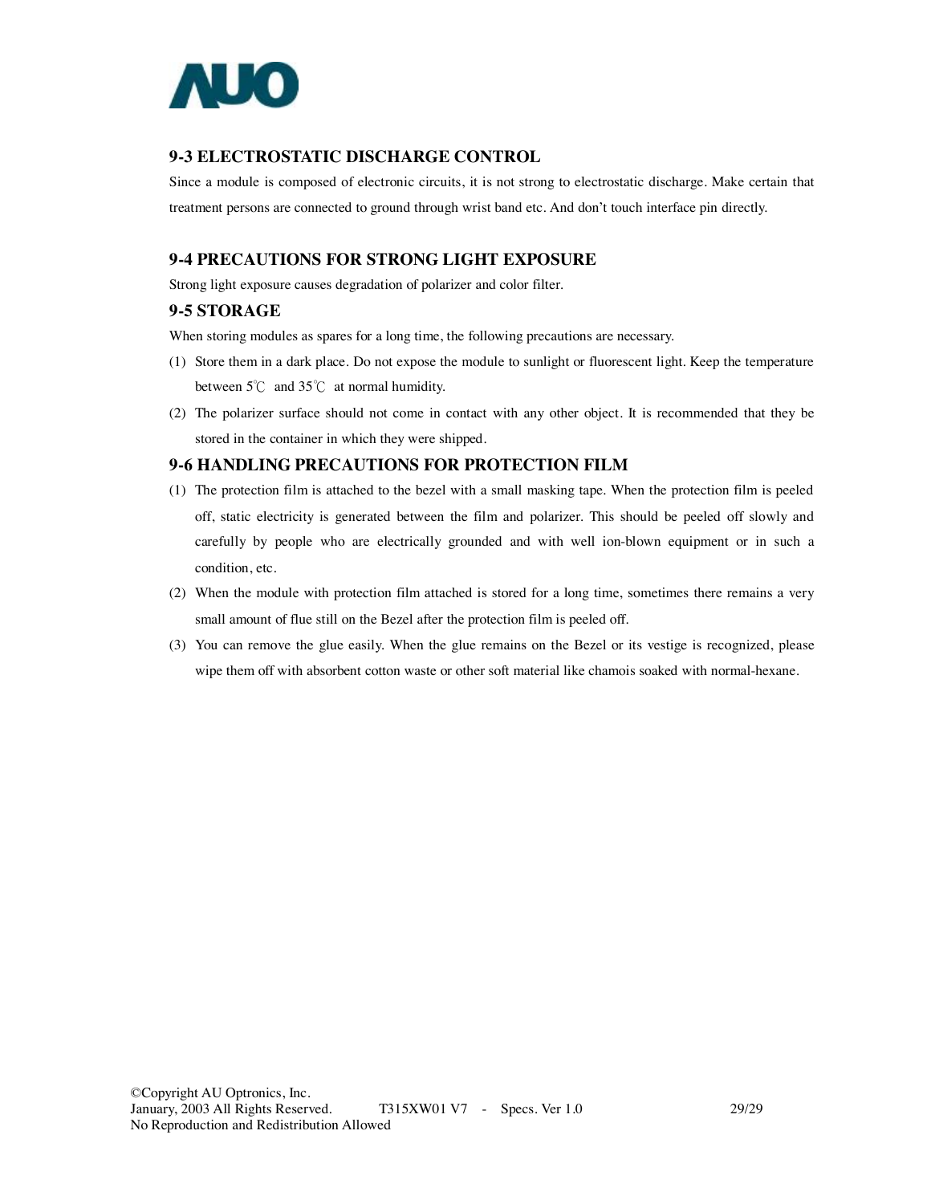## 9-3 ELECTROSTATIC DISCHARGE CONTROL

Since a module is composed of electronic circuits, it is not strong to electrostatic discharge. Make certain that treatment persons are connected to ground through wrist band etc. And don't touch interface pin directly.

## 9-4 PRECAUTIONS FOR STRONG LIGHT EXPOSURE

Strong light exposure causes degradation of polarizer and color filter.

## 9-5 STORAGE

When storing modules as spares for a long time, the following precautions are necessary.

(1) Store them in a dark place. Do not expose the module to sunlight or fluorescent light. Keep the temperature between 5℃ and 35℃ at normal humidity.

(2) The polarizer surface should not come in contact with any other object. It is recommended that they be stored in the container in which they were shipped.

## 9-6 HANDLING PRECAUTIONS FOR PROTECTION FILM

(1) The protection film is attached to the bezel with a small masking tape. When the protection film is peeled off, static electricity is generated between the film and polarizer. This should be peeled off slowly and carefully by people who are electrically grounded and with well ion-blown equipment or in such a condition, etc.

(2) When the module with protection film attached is stored for a long time, sometimes there remains a very small amount of flue still on the Bezel after the protection film is peeled off.

(3) You can remove the glue easily. When the glue remains on the Bezel or its vestige is recognized, please wipe them off with absorbent cotton waste or other soft material like chamois soaked with normal-hexane.